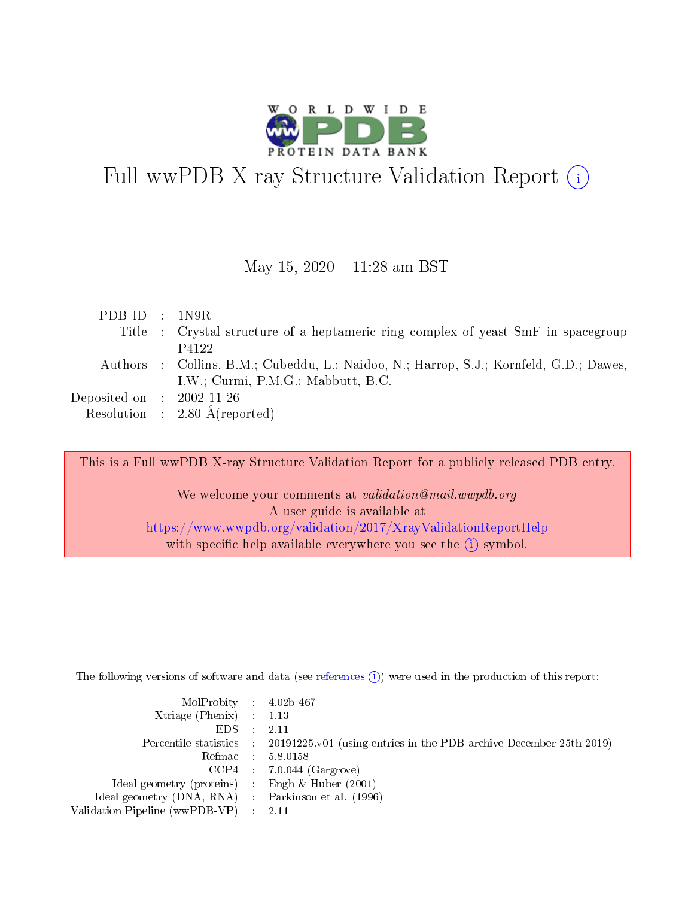# Full wwPDB X-ray Structure Validation Report (i)

May 15, 2020 – 11:28 am BST

| | | |
|---|---|---|
| PDB ID | : | 1N9R |
| Title | : | Crystal structure of a heptameric ring complex of yeast SmF in spacegroup P4122 |
| Authors | : | Collins, B.M.; Cubeddu, L.; Naidoo, N.; Harrop, S.J.; Kornfeld, G.D.; Dawes, I.W.; Curmi, P.M.G.; Mabbutt, B.C. |
| Deposited on | : | 2002-11-26 |
| Resolution | : | 2.80 Å(reported) |

This is a Full wwPDB X-ray Structure Validation Report for a publicly released PDB entry.

We welcome your comments at *validation@mail.wwpdb.org*
A user guide is available at
https://www.wwpdb.org/validation/2017/XrayValidationReportHelp
with specific help available everywhere you see the (i) symbol.

---

The following versions of software and data (see references (i)) were used in the production of this report:

| | | |
|---|---|---|
| MolProbity | : | 4.02b-467 |
| Xtriage (Phenix) | : | 1.13 |
| EDS | : | 2.11 |
| Percentile statistics | : | 20191225.v01 (using entries in the PDB archive December 25th 2019) |
| Refmac | : | 5.8.0158 |
| CCP4 | : | 7.0.044 (Gargrove) |
| Ideal geometry (proteins) | : | Engh & Huber (2001) |
| Ideal geometry (DNA, RNA) | : | Parkinson et al. (1996) |
| Validation Pipeline (wwPDB-VP) | : | 2.11 |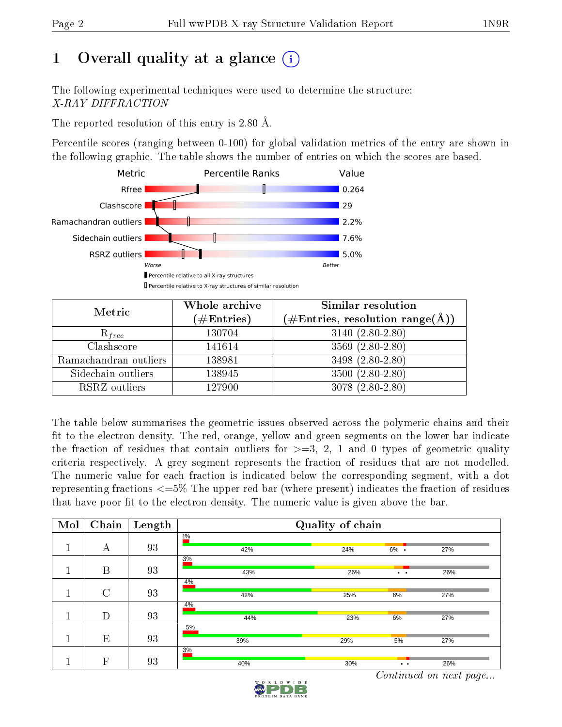# 1 Overall quality at a glance

The following experimental techniques were used to determine the structure:
*X-RAY DIFFRACTION*

The reported resolution of this entry is 2.80 Å.

Percentile scores (ranging between 0-100) for global validation metrics of the entry are shown in the following graphic. The table shows the number of entries on which the scores are based.

| Metric | Value |
|---|---|
| Rfree | 0.264 |
| Clashscore | 29 |
| Ramachandran outliers | 2.2% |
| Sidechain outliers | 7.6% |
| RSRZ outliers | 5.0% |

Worse — Better

▮ Percentile relative to all X-ray structures
▯ Percentile relative to X-ray structures of similar resolution

| Metric | Whole archive (#Entries) | Similar resolution (#Entries, resolution range(Å)) |
|---|---|---|
| $R_{free}$ | 130704 | 3140 (2.80-2.80) |
| Clashscore | 141614 | 3569 (2.80-2.80) |
| Ramachandran outliers | 138981 | 3498 (2.80-2.80) |
| Sidechain outliers | 138945 | 3500 (2.80-2.80) |
| RSRZ outliers | 127900 | 3078 (2.80-2.80) |

The table below summarises the geometric issues observed across the polymeric chains and their fit to the electron density. The red, orange, yellow and green segments on the lower bar indicate the fraction of residues that contain outliers for >=3, 2, 1 and 0 types of geometric quality criteria respectively. A grey segment represents the fraction of residues that are not modelled. The numeric value for each fraction is indicated below the corresponding segment, with a dot representing fractions <=5% The upper red bar (where present) indicates the fraction of residues that have poor fit to the electron density. The numeric value is given above the bar.

| Mol | Chain | Length | Quality of chain |
|---|---|---|---|
| 1 | A | 93 | 2%; 42%, 24%, 6%, •, 27% |
| 1 | B | 93 | 3%; 43%, 26%, •, •, 26% |
| 1 | C | 93 | 4%; 42%, 25%, 6%, 27% |
| 1 | D | 93 | 4%; 44%, 23%, 6%, 27% |
| 1 | E | 93 | 5%; 39%, 29%, 5%, 27% |
| 1 | F | 93 | 3%; 40%, 30%, •, •, 26% |

*Continued on next page...*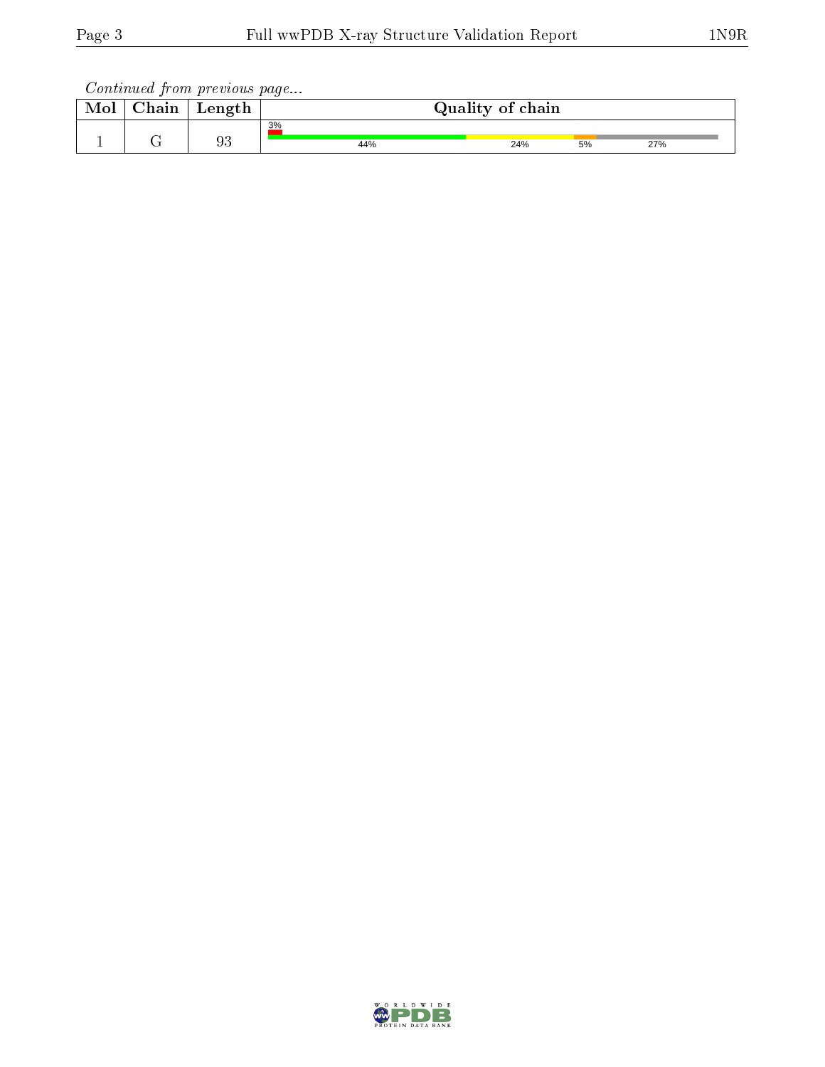*Continued from previous page...*

| Mol | Chain | Length | Quality of chain |
|---|---|---|---|
| 1 | G | 93 | 3% / 44% / 24% / 5% / 27% |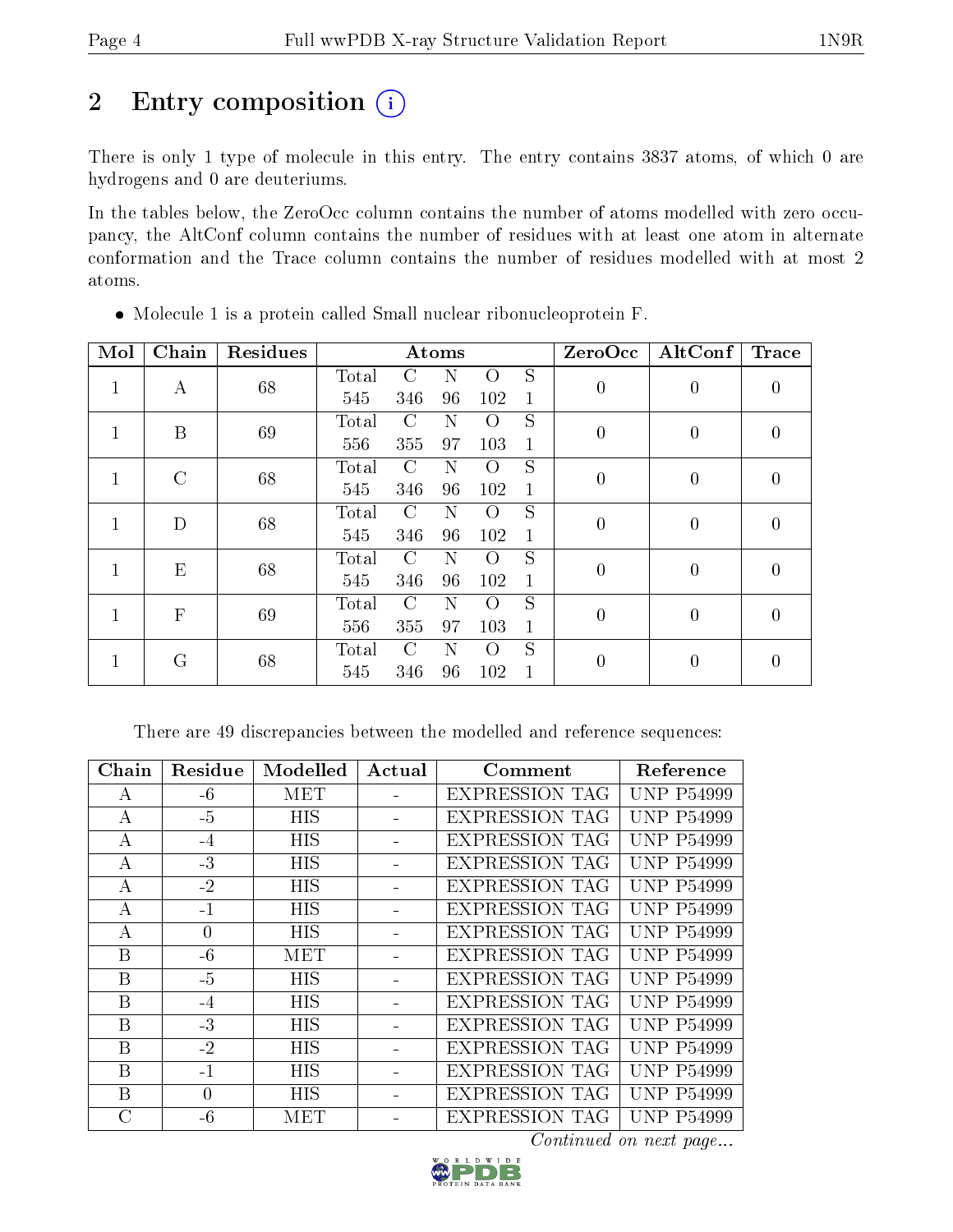# 2 Entry composition

There is only 1 type of molecule in this entry. The entry contains 3837 atoms, of which 0 are hydrogens and 0 are deuteriums.

In the tables below, the ZeroOcc column contains the number of atoms modelled with zero occupancy, the AltConf column contains the number of residues with at least one atom in alternate conformation and the Trace column contains the number of residues modelled with at most 2 atoms.

- Molecule 1 is a protein called Small nuclear ribonucleoprotein F.

| Mol | Chain | Residues | Atoms | | | | | ZeroOcc | AltConf | Trace |
|---|---|---|---|---|---|---|---|---|---|---|
| 1 | A | 68 | Total | C | N | O | S | 0 | 0 | 0 |
| | | | 545 | 346 | 96 | 102 | 1 | | | |
| 1 | B | 69 | Total | C | N | O | S | 0 | 0 | 0 |
| | | | 556 | 355 | 97 | 103 | 1 | | | |
| 1 | C | 68 | Total | C | N | O | S | 0 | 0 | 0 |
| | | | 545 | 346 | 96 | 102 | 1 | | | |
| 1 | D | 68 | Total | C | N | O | S | 0 | 0 | 0 |
| | | | 545 | 346 | 96 | 102 | 1 | | | |
| 1 | E | 68 | Total | C | N | O | S | 0 | 0 | 0 |
| | | | 545 | 346 | 96 | 102 | 1 | | | |
| 1 | F | 69 | Total | C | N | O | S | 0 | 0 | 0 |
| | | | 556 | 355 | 97 | 103 | 1 | | | |
| 1 | G | 68 | Total | C | N | O | S | 0 | 0 | 0 |
| | | | 545 | 346 | 96 | 102 | 1 | | | |

There are 49 discrepancies between the modelled and reference sequences:

| Chain | Residue | Modelled | Actual | Comment | Reference |
|---|---|---|---|---|---|
| A | -6 | MET | - | EXPRESSION TAG | UNP P54999 |
| A | -5 | HIS | - | EXPRESSION TAG | UNP P54999 |
| A | -4 | HIS | - | EXPRESSION TAG | UNP P54999 |
| A | -3 | HIS | - | EXPRESSION TAG | UNP P54999 |
| A | -2 | HIS | - | EXPRESSION TAG | UNP P54999 |
| A | -1 | HIS | - | EXPRESSION TAG | UNP P54999 |
| A | 0 | HIS | - | EXPRESSION TAG | UNP P54999 |
| B | -6 | MET | - | EXPRESSION TAG | UNP P54999 |
| B | -5 | HIS | - | EXPRESSION TAG | UNP P54999 |
| B | -4 | HIS | - | EXPRESSION TAG | UNP P54999 |
| B | -3 | HIS | - | EXPRESSION TAG | UNP P54999 |
| B | -2 | HIS | - | EXPRESSION TAG | UNP P54999 |
| B | -1 | HIS | - | EXPRESSION TAG | UNP P54999 |
| B | 0 | HIS | - | EXPRESSION TAG | UNP P54999 |
| C | -6 | MET | - | EXPRESSION TAG | UNP P54999 |

*Continued on next page...*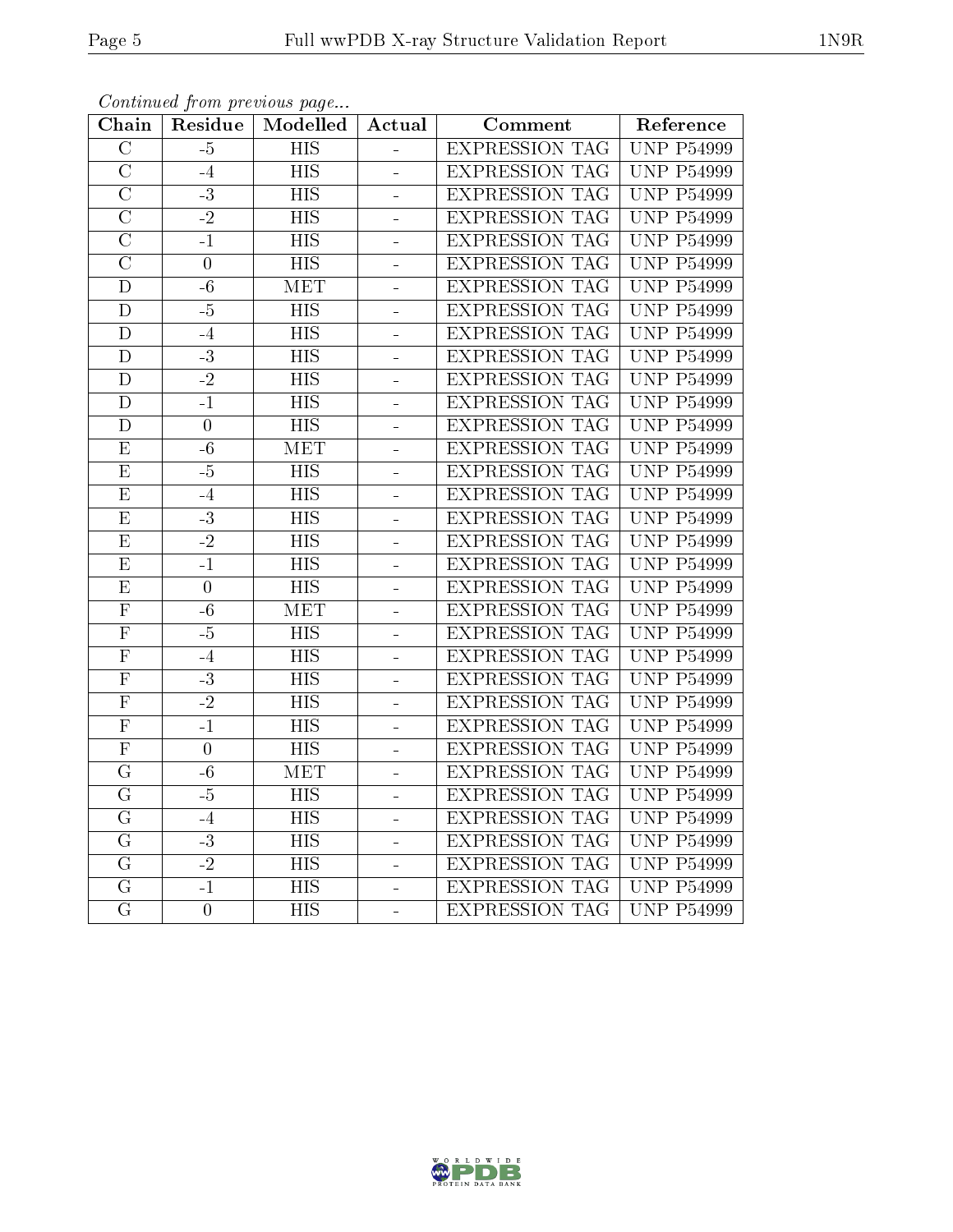*Continued from previous page...*

| Chain | Residue | Modelled | Actual | Comment | Reference |
|---|---|---|---|---|---|
| C | -5 | HIS | - | EXPRESSION TAG | UNP P54999 |
| C | -4 | HIS | - | EXPRESSION TAG | UNP P54999 |
| C | -3 | HIS | - | EXPRESSION TAG | UNP P54999 |
| C | -2 | HIS | - | EXPRESSION TAG | UNP P54999 |
| C | -1 | HIS | - | EXPRESSION TAG | UNP P54999 |
| C | 0 | HIS | - | EXPRESSION TAG | UNP P54999 |
| D | -6 | MET | - | EXPRESSION TAG | UNP P54999 |
| D | -5 | HIS | - | EXPRESSION TAG | UNP P54999 |
| D | -4 | HIS | - | EXPRESSION TAG | UNP P54999 |
| D | -3 | HIS | - | EXPRESSION TAG | UNP P54999 |
| D | -2 | HIS | - | EXPRESSION TAG | UNP P54999 |
| D | -1 | HIS | - | EXPRESSION TAG | UNP P54999 |
| D | 0 | HIS | - | EXPRESSION TAG | UNP P54999 |
| E | -6 | MET | - | EXPRESSION TAG | UNP P54999 |
| E | -5 | HIS | - | EXPRESSION TAG | UNP P54999 |
| E | -4 | HIS | - | EXPRESSION TAG | UNP P54999 |
| E | -3 | HIS | - | EXPRESSION TAG | UNP P54999 |
| E | -2 | HIS | - | EXPRESSION TAG | UNP P54999 |
| E | -1 | HIS | - | EXPRESSION TAG | UNP P54999 |
| E | 0 | HIS | - | EXPRESSION TAG | UNP P54999 |
| F | -6 | MET | - | EXPRESSION TAG | UNP P54999 |
| F | -5 | HIS | - | EXPRESSION TAG | UNP P54999 |
| F | -4 | HIS | - | EXPRESSION TAG | UNP P54999 |
| F | -3 | HIS | - | EXPRESSION TAG | UNP P54999 |
| F | -2 | HIS | - | EXPRESSION TAG | UNP P54999 |
| F | -1 | HIS | - | EXPRESSION TAG | UNP P54999 |
| F | 0 | HIS | - | EXPRESSION TAG | UNP P54999 |
| G | -6 | MET | - | EXPRESSION TAG | UNP P54999 |
| G | -5 | HIS | - | EXPRESSION TAG | UNP P54999 |
| G | -4 | HIS | - | EXPRESSION TAG | UNP P54999 |
| G | -3 | HIS | - | EXPRESSION TAG | UNP P54999 |
| G | -2 | HIS | - | EXPRESSION TAG | UNP P54999 |
| G | -1 | HIS | - | EXPRESSION TAG | UNP P54999 |
| G | 0 | HIS | - | EXPRESSION TAG | UNP P54999 |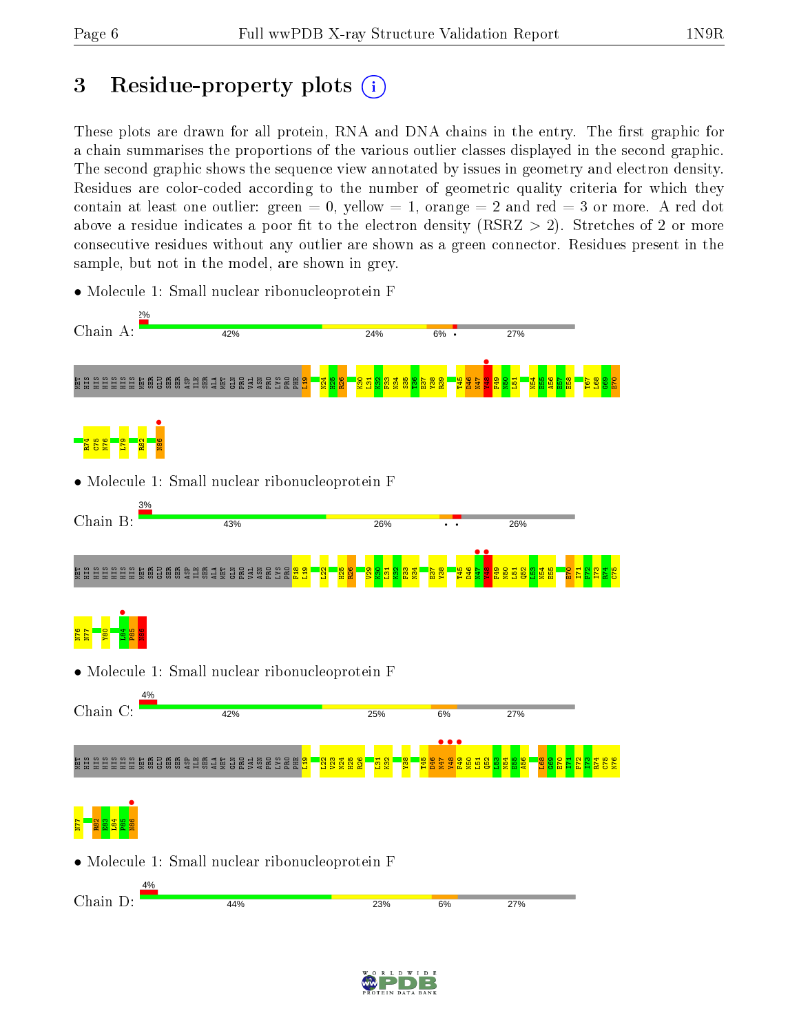# 3 Residue-property plots

These plots are drawn for all protein, RNA and DNA chains in the entry. The first graphic for a chain summarises the proportions of the various outlier classes displayed in the second graphic. The second graphic shows the sequence view annotated by issues in geometry and electron density. Residues are color-coded according to the number of geometric quality criteria for which they contain at least one outlier: green = 0, yellow = 1, orange = 2 and red = 3 or more. A red dot above a residue indicates a poor fit to the electron density (RSRZ > 2). Stretches of 2 or more consecutive residues without any outlier are shown as a green connector. Residues present in the sample, but not in the model, are shown in grey.

- Molecule 1: Small nuclear ribonucleoprotein F

Chain A: 2% | 42% | 24% | 6% | • | 27%

MET HIS HIS HIS HIS HIS HIS MET SER GLU SER SER ASP ILE SER ALA MET GLN PRO VAL ASN PRO LYS PRO PHE L19 N24 H25 R26 K30 L31 K32 F33 N34 S35 T36 E37 Y38 R39 T45 D46 N47 Y48 F49 N50 L51 N54 E55 A56 E57 E58 T67 L68 G69 E70 R74 C75 N76 L79 R82 N86

- Molecule 1: Small nuclear ribonucleoprotein F

Chain B: 3% | 43% | 26% | • • | 26%

MET HIS HIS HIS HIS HIS HIS MET SER GLU SER SER ASP ILE SER ALA MET GLN PRO VAL ASN PRO LYS PRO F18 L19 L22 H25 R26 V29 K30 L31 K32 F33 N34 E37 Y38 T45 D46 N47 Y48 F49 N50 L51 Q52 L53 N54 E55 E70 I71 F72 I73 R74 C75 N76 N77 Y80 L84 P85 N86

- Molecule 1: Small nuclear ribonucleoprotein F

Chain C: 4% | 42% | 25% | 6% | 27%

MET HIS HIS HIS HIS HIS HIS MET SER GLU SER SER ASP ILE SER ALA MET GLN PRO VAL ASN PRO LYS PRO PHE L19 L22 V23 N24 H25 R26 L31 K32 Y38 T45 D46 N47 Y48 F49 N50 L51 Q52 L53 N54 E55 A56 L68 G69 E70 I71 F72 I73 R74 C75 N76 N77 R82 E83 L84 P85 N86

- Molecule 1: Small nuclear ribonucleoprotein F

Chain D: 4% | 44% | 23% | 6% | 27%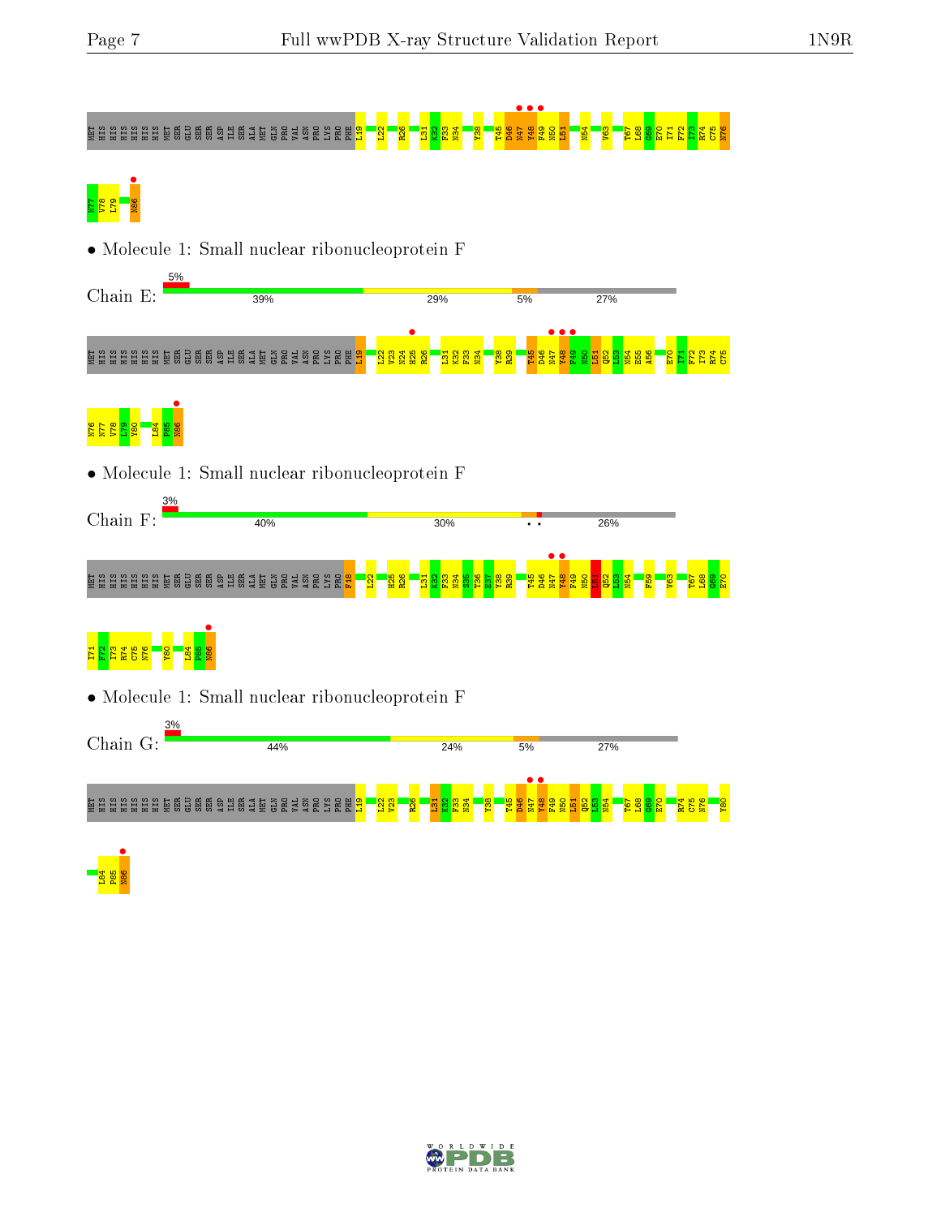• Molecule 1: Small nuclear ribonucleoprotein F

Chain E:

5%

39% 29% 5% 27%

• Molecule 1: Small nuclear ribonucleoprotein F

Chain F:

3%

40% 30% • • 26%

• Molecule 1: Small nuclear ribonucleoprotein F

Chain G:

3%

44% 24% 5% 27%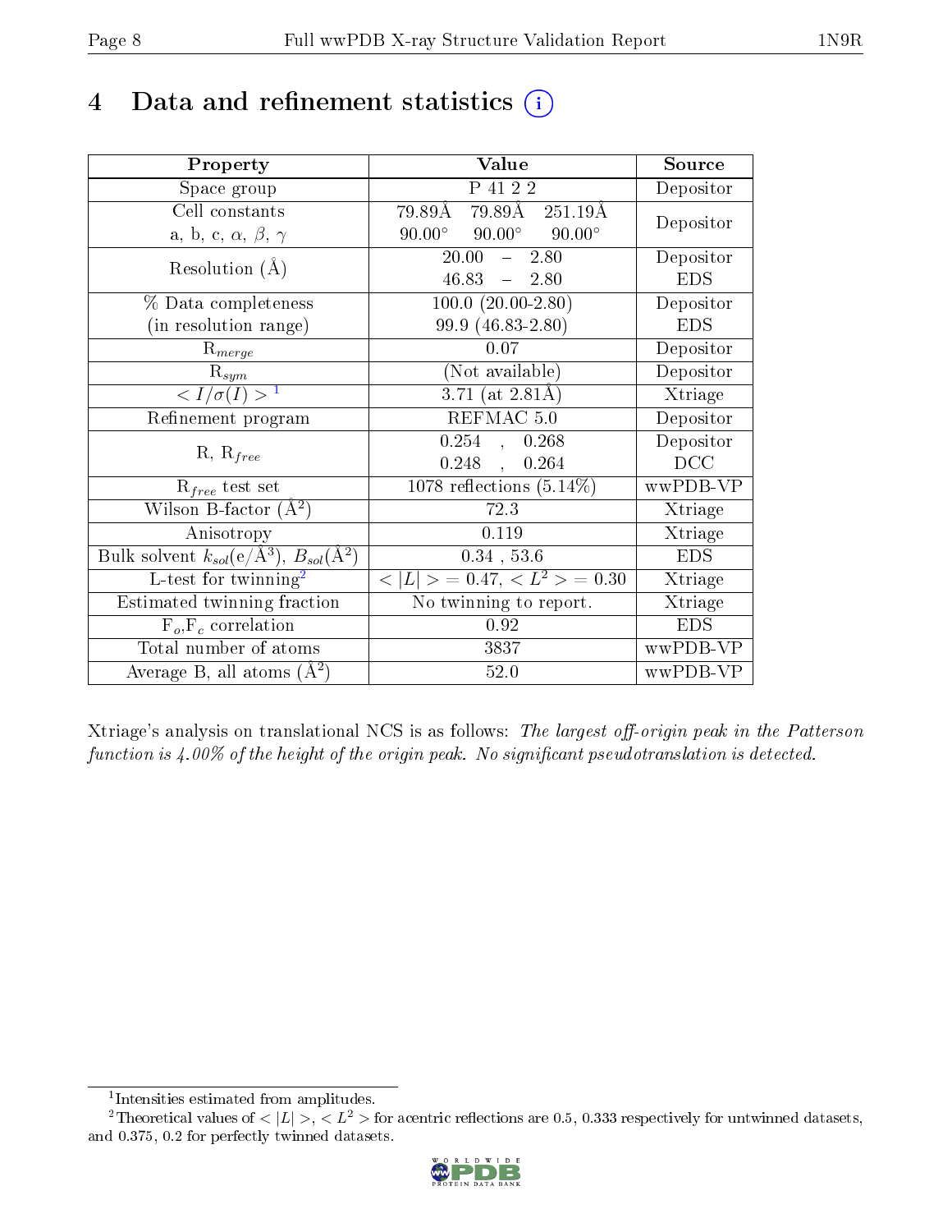# 4 Data and refinement statistics

| Property | Value | Source |
|---|---|---|
| Space group | P 41 2 2 | Depositor |
| Cell constants<br>a, b, c, $\alpha$, $\beta$, $\gamma$ | 79.89Å 79.89Å 251.19Å<br>90.00° 90.00° 90.00° | Depositor |
| Resolution (Å) | 20.00 – 2.80<br>46.83 – 2.80 | Depositor<br>EDS |
| % Data completeness<br>(in resolution range) | 100.0 (20.00-2.80)<br>99.9 (46.83-2.80) | Depositor<br>EDS |
| $R_{merge}$ | 0.07 | Depositor |
| $R_{sym}$ | (Not available) | Depositor |
| $< I/\sigma(I) >$ [1] | 3.71 (at 2.81Å) | Xtriage |
| Refinement program | REFMAC 5.0 | Depositor |
| R, $R_{free}$ | 0.254 , 0.268<br>0.248 , 0.264 | Depositor<br>DCC |
| $R_{free}$ test set | 1078 reflections (5.14%) | wwPDB-VP |
| Wilson B-factor (Å$^2$) | 72.3 | Xtriage |
| Anisotropy | 0.119 | Xtriage |
| Bulk solvent $k_{sol}$(e/Å$^3$), $B_{sol}$(Å$^2$) | 0.34 , 53.6 | EDS |
| L-test for twinning[2] | $< \|L\| >$ = 0.47, $< L^2 >$ = 0.30 | Xtriage |
| Estimated twinning fraction | No twinning to report. | Xtriage |
| $F_o$,$F_c$ correlation | 0.92 | EDS |
| Total number of atoms | 3837 | wwPDB-VP |
| Average B, all atoms (Å$^2$) | 52.0 | wwPDB-VP |

Xtriage's analysis on translational NCS is as follows: *The largest off-origin peak in the Patterson function is 4.00% of the height of the origin peak. No significant pseudotranslation is detected.*

[1] Intensities estimated from amplitudes.

[2] Theoretical values of $< |L| >$, $< L^2 >$ for acentric reflections are 0.5, 0.333 respectively for untwinned datasets, and 0.375, 0.2 for perfectly twinned datasets.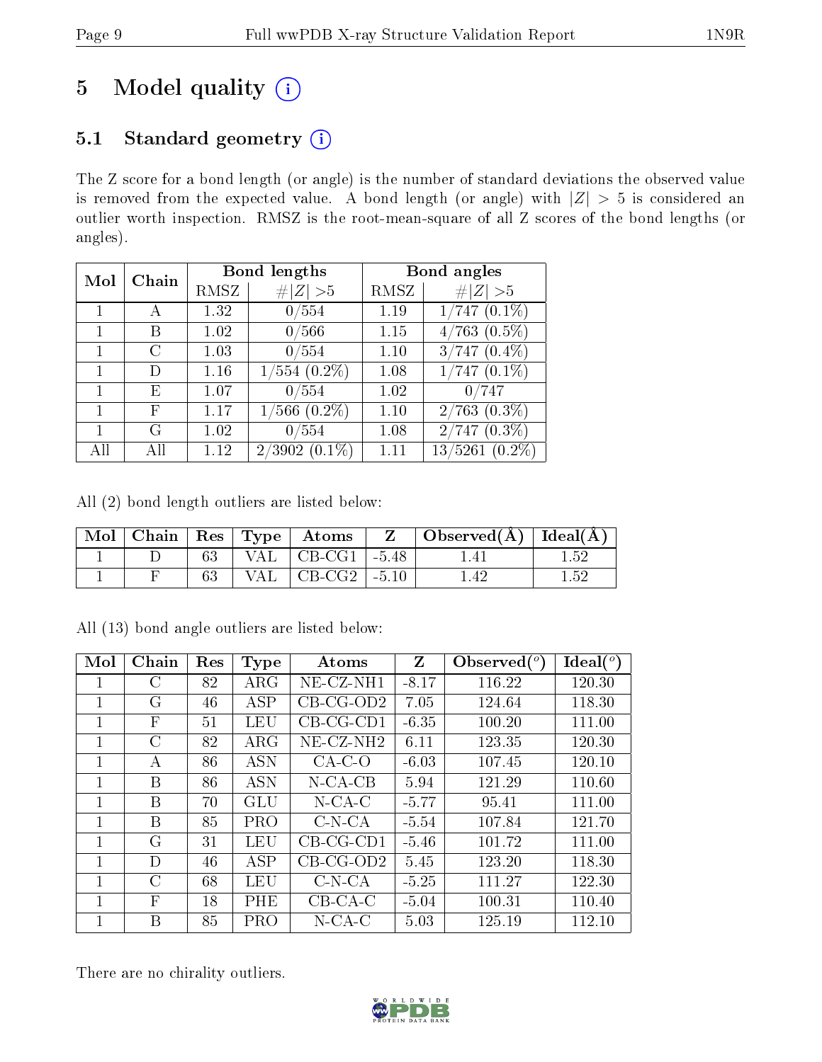# 5 Model quality (i)

## 5.1 Standard geometry (i)

The Z score for a bond length (or angle) is the number of standard deviations the observed value is removed from the expected value. A bond length (or angle) with $|Z| > 5$ is considered an outlier worth inspection. RMSZ is the root-mean-square of all Z scores of the bond lengths (or angles).

| Mol | Chain | Bond lengths | | Bond angles | |
|---|---|---|---|---|---|
| | | RMSZ | #\|Z\| >5 | RMSZ | #\|Z\| >5 |
| 1 | A | 1.32 | 0/554 | 1.19 | 1/747 (0.1%) |
| 1 | B | 1.02 | 0/566 | 1.15 | 4/763 (0.5%) |
| 1 | C | 1.03 | 0/554 | 1.10 | 3/747 (0.4%) |
| 1 | D | 1.16 | 1/554 (0.2%) | 1.08 | 1/747 (0.1%) |
| 1 | E | 1.07 | 0/554 | 1.02 | 0/747 |
| 1 | F | 1.17 | 1/566 (0.2%) | 1.10 | 2/763 (0.3%) |
| 1 | G | 1.02 | 0/554 | 1.08 | 2/747 (0.3%) |
| All | All | 1.12 | 2/3902 (0.1%) | 1.11 | 13/5261 (0.2%) |

All (2) bond length outliers are listed below:

| Mol | Chain | Res | Type | Atoms | Z | Observed(Å) | Ideal(Å) |
|---|---|---|---|---|---|---|---|
| 1 | D | 63 | VAL | CB-CG1 | -5.48 | 1.41 | 1.52 |
| 1 | F | 63 | VAL | CB-CG2 | -5.10 | 1.42 | 1.52 |

All (13) bond angle outliers are listed below:

| Mol | Chain | Res | Type | Atoms | Z | Observed(°) | Ideal(°) |
|---|---|---|---|---|---|---|---|
| 1 | C | 82 | ARG | NE-CZ-NH1 | -8.17 | 116.22 | 120.30 |
| 1 | G | 46 | ASP | CB-CG-OD2 | 7.05 | 124.64 | 118.30 |
| 1 | F | 51 | LEU | CB-CG-CD1 | -6.35 | 100.20 | 111.00 |
| 1 | C | 82 | ARG | NE-CZ-NH2 | 6.11 | 123.35 | 120.30 |
| 1 | A | 86 | ASN | CA-C-O | -6.03 | 107.45 | 120.10 |
| 1 | B | 86 | ASN | N-CA-CB | 5.94 | 121.29 | 110.60 |
| 1 | B | 70 | GLU | N-CA-C | -5.77 | 95.41 | 111.00 |
| 1 | B | 85 | PRO | C-N-CA | -5.54 | 107.84 | 121.70 |
| 1 | G | 31 | LEU | CB-CG-CD1 | -5.46 | 101.72 | 111.00 |
| 1 | D | 46 | ASP | CB-CG-OD2 | 5.45 | 123.20 | 118.30 |
| 1 | C | 68 | LEU | C-N-CA | -5.25 | 111.27 | 122.30 |
| 1 | F | 18 | PHE | CB-CA-C | -5.04 | 100.31 | 110.40 |
| 1 | B | 85 | PRO | N-CA-C | 5.03 | 125.19 | 112.10 |

There are no chirality outliers.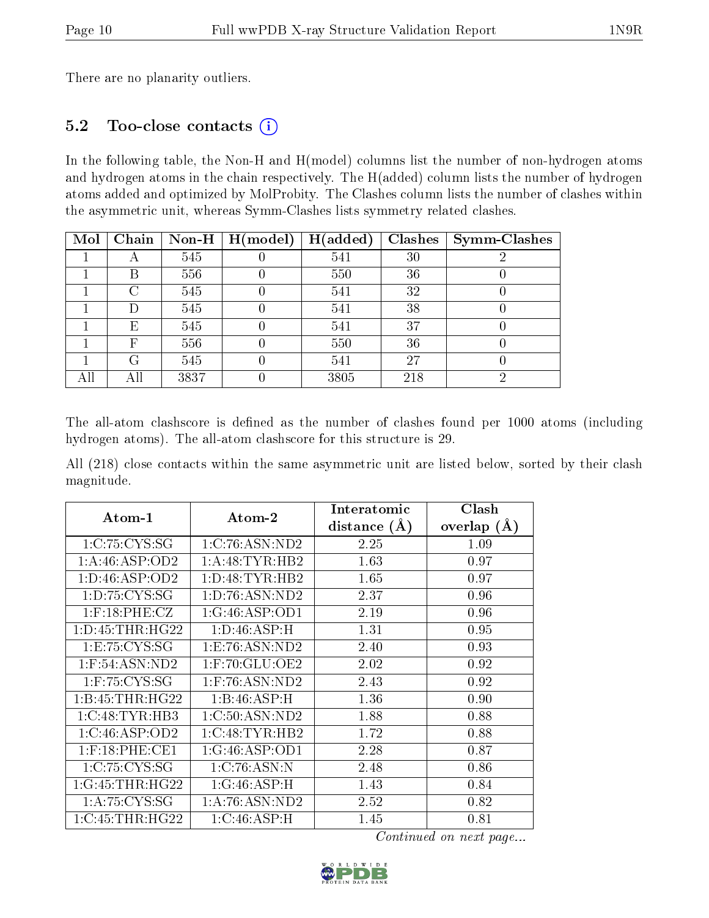There are no planarity outliers.

### 5.2 Too-close contacts (i)

In the following table, the Non-H and H(model) columns list the number of non-hydrogen atoms and hydrogen atoms in the chain respectively. The H(added) column lists the number of hydrogen atoms added and optimized by MolProbity. The Clashes column lists the number of clashes within the asymmetric unit, whereas Symm-Clashes lists symmetry related clashes.

| Mol | Chain | Non-H | H(model) | H(added) | Clashes | Symm-Clashes |
|---|---|---|---|---|---|---|
| 1 | A | 545 | 0 | 541 | 30 | 2 |
| 1 | B | 556 | 0 | 550 | 36 | 0 |
| 1 | C | 545 | 0 | 541 | 32 | 0 |
| 1 | D | 545 | 0 | 541 | 38 | 0 |
| 1 | E | 545 | 0 | 541 | 37 | 0 |
| 1 | F | 556 | 0 | 550 | 36 | 0 |
| 1 | G | 545 | 0 | 541 | 27 | 0 |
| All | All | 3837 | 0 | 3805 | 218 | 2 |

The all-atom clashscore is defined as the number of clashes found per 1000 atoms (including hydrogen atoms). The all-atom clashscore for this structure is 29.

All (218) close contacts within the same asymmetric unit are listed below, sorted by their clash magnitude.

| Atom-1 | Atom-2 | Interatomic distance (Å) | Clash overlap (Å) |
|---|---|---|---|
| 1:C:75:CYS:SG | 1:C:76:ASN:ND2 | 2.25 | 1.09 |
| 1:A:46:ASP:OD2 | 1:A:48:TYR:HB2 | 1.63 | 0.97 |
| 1:D:46:ASP:OD2 | 1:D:48:TYR:HB2 | 1.65 | 0.97 |
| 1:D:75:CYS:SG | 1:D:76:ASN:ND2 | 2.37 | 0.96 |
| 1:F:18:PHE:CZ | 1:G:46:ASP:OD1 | 2.19 | 0.96 |
| 1:D:45:THR:HG22 | 1:D:46:ASP:H | 1.31 | 0.95 |
| 1:E:75:CYS:SG | 1:E:76:ASN:ND2 | 2.40 | 0.93 |
| 1:F:54:ASN:ND2 | 1:F:70:GLU:OE2 | 2.02 | 0.92 |
| 1:F:75:CYS:SG | 1:F:76:ASN:ND2 | 2.43 | 0.92 |
| 1:B:45:THR:HG22 | 1:B:46:ASP:H | 1.36 | 0.90 |
| 1:C:48:TYR:HB3 | 1:C:50:ASN:ND2 | 1.88 | 0.88 |
| 1:C:46:ASP:OD2 | 1:C:48:TYR:HB2 | 1.72 | 0.88 |
| 1:F:18:PHE:CE1 | 1:G:46:ASP:OD1 | 2.28 | 0.87 |
| 1:C:75:CYS:SG | 1:C:76:ASN:N | 2.48 | 0.86 |
| 1:G:45:THR:HG22 | 1:G:46:ASP:H | 1.43 | 0.84 |
| 1:A:75:CYS:SG | 1:A:76:ASN:ND2 | 2.52 | 0.82 |
| 1:C:45:THR:HG22 | 1:C:46:ASP:H | 1.45 | 0.81 |

*Continued on next page...*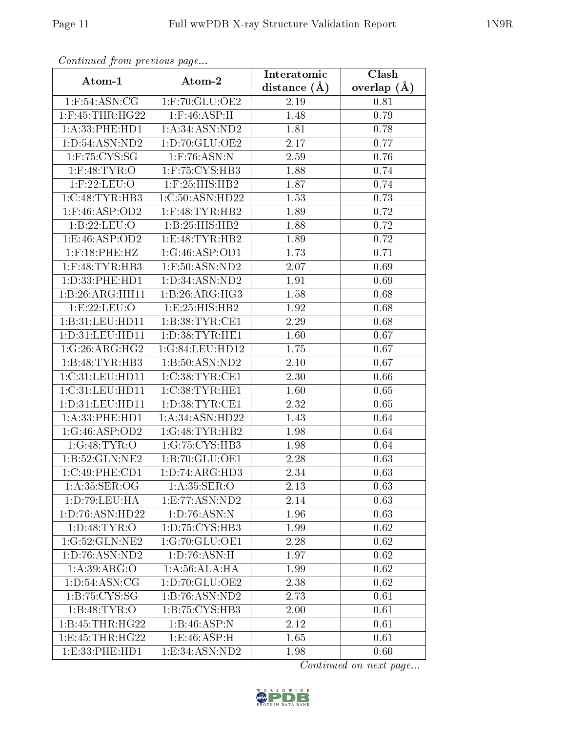*Continued from previous page...*

| Atom-1 | Atom-2 | Interatomic distance (Å) | Clash overlap (Å) |
|---|---|---|---|
| 1:F:54:ASN:CG | 1:F:70:GLU:OE2 | 2.19 | 0.81 |
| 1:F:45:THR:HG22 | 1:F:46:ASP:H | 1.48 | 0.79 |
| 1:A:33:PHE:HD1 | 1:A:34:ASN:ND2 | 1.81 | 0.78 |
| 1:D:54:ASN:ND2 | 1:D:70:GLU:OE2 | 2.17 | 0.77 |
| 1:F:75:CYS:SG | 1:F:76:ASN:N | 2.59 | 0.76 |
| 1:F:48:TYR:O | 1:F:75:CYS:HB3 | 1.88 | 0.74 |
| 1:F:22:LEU:O | 1:F:25:HIS:HB2 | 1.87 | 0.74 |
| 1:C:48:TYR:HB3 | 1:C:50:ASN:HD22 | 1.53 | 0.73 |
| 1:F:46:ASP:OD2 | 1:F:48:TYR:HB2 | 1.89 | 0.72 |
| 1:B:22:LEU:O | 1:B:25:HIS:HB2 | 1.88 | 0.72 |
| 1:E:46:ASP:OD2 | 1:E:48:TYR:HB2 | 1.89 | 0.72 |
| 1:F:18:PHE:HZ | 1:G:46:ASP:OD1 | 1.73 | 0.71 |
| 1:F:48:TYR:HB3 | 1:F:50:ASN:ND2 | 2.07 | 0.69 |
| 1:D:33:PHE:HD1 | 1:D:34:ASN:ND2 | 1.91 | 0.69 |
| 1:B:26:ARG:HH11 | 1:B:26:ARG:HG3 | 1.58 | 0.68 |
| 1:E:22:LEU:O | 1:E:25:HIS:HB2 | 1.92 | 0.68 |
| 1:B:31:LEU:HD11 | 1:B:38:TYR:CE1 | 2.29 | 0.68 |
| 1:D:31:LEU:HD11 | 1:D:38:TYR:HE1 | 1.60 | 0.67 |
| 1:G:26:ARG:HG2 | 1:G:84:LEU:HD12 | 1.75 | 0.67 |
| 1:B:48:TYR:HB3 | 1:B:50:ASN:ND2 | 2.10 | 0.67 |
| 1:C:31:LEU:HD11 | 1:C:38:TYR:CE1 | 2.30 | 0.66 |
| 1:C:31:LEU:HD11 | 1:C:38:TYR:HE1 | 1.60 | 0.65 |
| 1:D:31:LEU:HD11 | 1:D:38:TYR:CE1 | 2.32 | 0.65 |
| 1:A:33:PHE:HD1 | 1:A:34:ASN:HD22 | 1.43 | 0.64 |
| 1:G:46:ASP:OD2 | 1:G:48:TYR:HB2 | 1.98 | 0.64 |
| 1:G:48:TYR:O | 1:G:75:CYS:HB3 | 1.98 | 0.64 |
| 1:B:52:GLN:NE2 | 1:B:70:GLU:OE1 | 2.28 | 0.63 |
| 1:C:49:PHE:CD1 | 1:D:74:ARG:HD3 | 2.34 | 0.63 |
| 1:A:35:SER:OG | 1:A:35:SER:O | 2.13 | 0.63 |
| 1:D:79:LEU:HA | 1:E:77:ASN:ND2 | 2.14 | 0.63 |
| 1:D:76:ASN:HD22 | 1:D:76:ASN:N | 1.96 | 0.63 |
| 1:D:48:TYR:O | 1:D:75:CYS:HB3 | 1.99 | 0.62 |
| 1:G:52:GLN:NE2 | 1:G:70:GLU:OE1 | 2.28 | 0.62 |
| 1:D:76:ASN:ND2 | 1:D:76:ASN:H | 1.97 | 0.62 |
| 1:A:39:ARG:O | 1:A:56:ALA:HA | 1.99 | 0.62 |
| 1:D:54:ASN:CG | 1:D:70:GLU:OE2 | 2.38 | 0.62 |
| 1:B:75:CYS:SG | 1:B:76:ASN:ND2 | 2.73 | 0.61 |
| 1:B:48:TYR:O | 1:B:75:CYS:HB3 | 2.00 | 0.61 |
| 1:B:45:THR:HG22 | 1:B:46:ASP:N | 2.12 | 0.61 |
| 1:E:45:THR:HG22 | 1:E:46:ASP:H | 1.65 | 0.61 |
| 1:E:33:PHE:HD1 | 1:E:34:ASN:ND2 | 1.98 | 0.60 |

*Continued on next page...*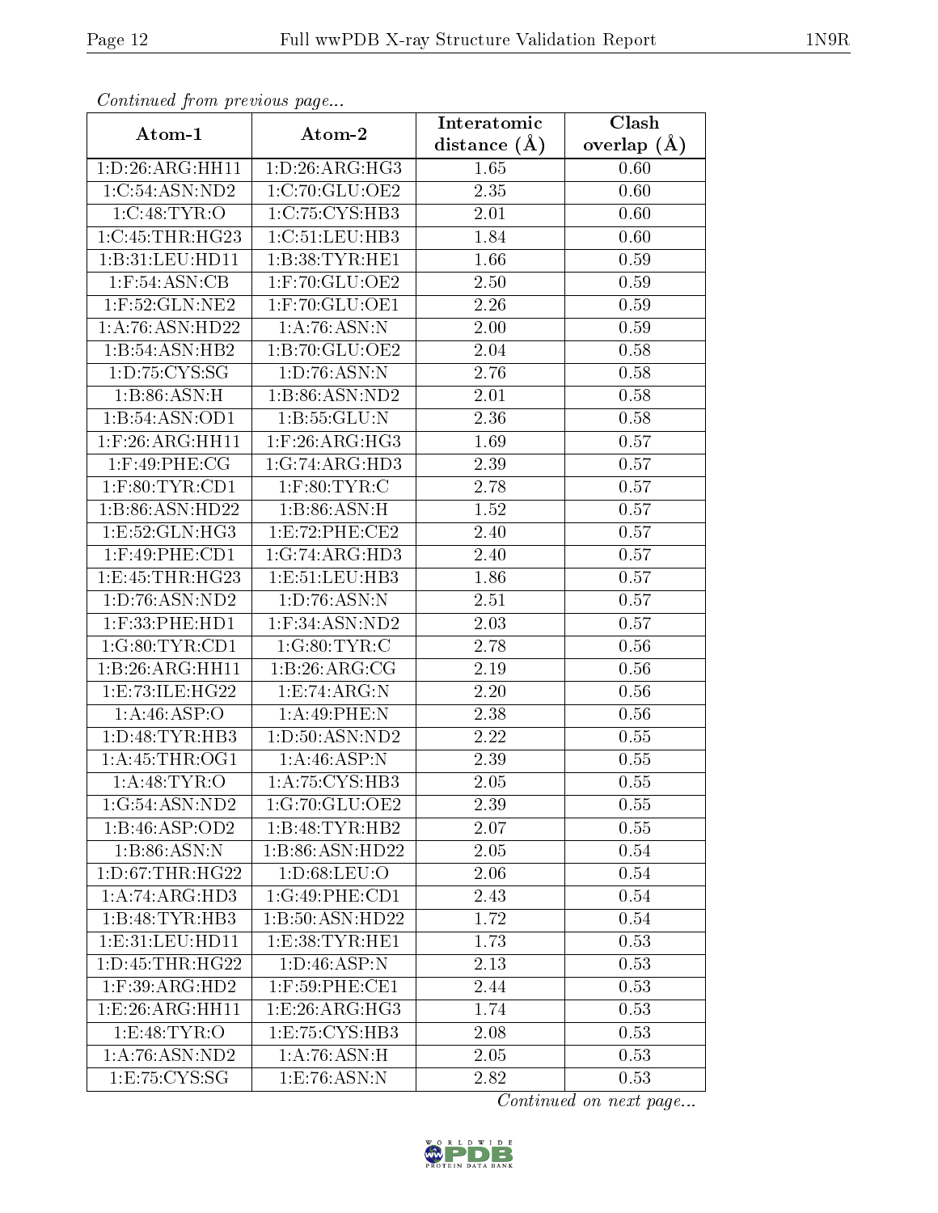*Continued from previous page...*

| Atom-1 | Atom-2 | Interatomic distance (Å) | Clash overlap (Å) |
|---|---|---|---|
| 1:D:26:ARG:HH11 | 1:D:26:ARG:HG3 | 1.65 | 0.60 |
| 1:C:54:ASN:ND2 | 1:C:70:GLU:OE2 | 2.35 | 0.60 |
| 1:C:48:TYR:O | 1:C:75:CYS:HB3 | 2.01 | 0.60 |
| 1:C:45:THR:HG23 | 1:C:51:LEU:HB3 | 1.84 | 0.60 |
| 1:B:31:LEU:HD11 | 1:B:38:TYR:HE1 | 1.66 | 0.59 |
| 1:F:54:ASN:CB | 1:F:70:GLU:OE2 | 2.50 | 0.59 |
| 1:F:52:GLN:NE2 | 1:F:70:GLU:OE1 | 2.26 | 0.59 |
| 1:A:76:ASN:HD22 | 1:A:76:ASN:N | 2.00 | 0.59 |
| 1:B:54:ASN:HB2 | 1:B:70:GLU:OE2 | 2.04 | 0.58 |
| 1:D:75:CYS:SG | 1:D:76:ASN:N | 2.76 | 0.58 |
| 1:B:86:ASN:H | 1:B:86:ASN:ND2 | 2.01 | 0.58 |
| 1:B:54:ASN:OD1 | 1:B:55:GLU:N | 2.36 | 0.58 |
| 1:F:26:ARG:HH11 | 1:F:26:ARG:HG3 | 1.69 | 0.57 |
| 1:F:49:PHE:CG | 1:G:74:ARG:HD3 | 2.39 | 0.57 |
| 1:F:80:TYR:CD1 | 1:F:80:TYR:C | 2.78 | 0.57 |
| 1:B:86:ASN:HD22 | 1:B:86:ASN:H | 1.52 | 0.57 |
| 1:E:52:GLN:HG3 | 1:E:72:PHE:CE2 | 2.40 | 0.57 |
| 1:F:49:PHE:CD1 | 1:G:74:ARG:HD3 | 2.40 | 0.57 |
| 1:E:45:THR:HG23 | 1:E:51:LEU:HB3 | 1.86 | 0.57 |
| 1:D:76:ASN:ND2 | 1:D:76:ASN:N | 2.51 | 0.57 |
| 1:F:33:PHE:HD1 | 1:F:34:ASN:ND2 | 2.03 | 0.57 |
| 1:G:80:TYR:CD1 | 1:G:80:TYR:C | 2.78 | 0.56 |
| 1:B:26:ARG:HH11 | 1:B:26:ARG:CG | 2.19 | 0.56 |
| 1:E:73:ILE:HG22 | 1:E:74:ARG:N | 2.20 | 0.56 |
| 1:A:46:ASP:O | 1:A:49:PHE:N | 2.38 | 0.56 |
| 1:D:48:TYR:HB3 | 1:D:50:ASN:ND2 | 2.22 | 0.55 |
| 1:A:45:THR:OG1 | 1:A:46:ASP:N | 2.39 | 0.55 |
| 1:A:48:TYR:O | 1:A:75:CYS:HB3 | 2.05 | 0.55 |
| 1:G:54:ASN:ND2 | 1:G:70:GLU:OE2 | 2.39 | 0.55 |
| 1:B:46:ASP:OD2 | 1:B:48:TYR:HB2 | 2.07 | 0.55 |
| 1:B:86:ASN:N | 1:B:86:ASN:HD22 | 2.05 | 0.54 |
| 1:D:67:THR:HG22 | 1:D:68:LEU:O | 2.06 | 0.54 |
| 1:A:74:ARG:HD3 | 1:G:49:PHE:CD1 | 2.43 | 0.54 |
| 1:B:48:TYR:HB3 | 1:B:50:ASN:HD22 | 1.72 | 0.54 |
| 1:E:31:LEU:HD11 | 1:E:38:TYR:HE1 | 1.73 | 0.53 |
| 1:D:45:THR:HG22 | 1:D:46:ASP:N | 2.13 | 0.53 |
| 1:F:39:ARG:HD2 | 1:F:59:PHE:CE1 | 2.44 | 0.53 |
| 1:E:26:ARG:HH11 | 1:E:26:ARG:HG3 | 1.74 | 0.53 |
| 1:E:48:TYR:O | 1:E:75:CYS:HB3 | 2.08 | 0.53 |
| 1:A:76:ASN:ND2 | 1:A:76:ASN:H | 2.05 | 0.53 |
| 1:E:75:CYS:SG | 1:E:76:ASN:N | 2.82 | 0.53 |

*Continued on next page...*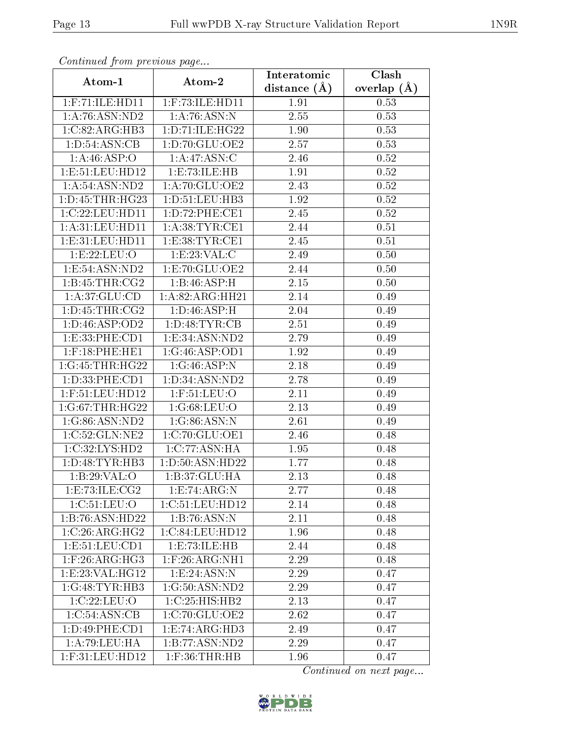*Continued from previous page...*

| Atom-1 | Atom-2 | Interatomic distance (Å) | Clash overlap (Å) |
|---|---|---|---|
| 1:F:71:ILE:HD11 | 1:F:73:ILE:HD11 | 1.91 | 0.53 |
| 1:A:76:ASN:ND2 | 1:A:76:ASN:N | 2.55 | 0.53 |
| 1:C:82:ARG:HB3 | 1:D:71:ILE:HG22 | 1.90 | 0.53 |
| 1:D:54:ASN:CB | 1:D:70:GLU:OE2 | 2.57 | 0.53 |
| 1:A:46:ASP:O | 1:A:47:ASN:C | 2.46 | 0.52 |
| 1:E:51:LEU:HD12 | 1:E:73:ILE:HB | 1.91 | 0.52 |
| 1:A:54:ASN:ND2 | 1:A:70:GLU:OE2 | 2.43 | 0.52 |
| 1:D:45:THR:HG23 | 1:D:51:LEU:HB3 | 1.92 | 0.52 |
| 1:C:22:LEU:HD11 | 1:D:72:PHE:CE1 | 2.45 | 0.52 |
| 1:A:31:LEU:HD11 | 1:A:38:TYR:CE1 | 2.44 | 0.51 |
| 1:E:31:LEU:HD11 | 1:E:38:TYR:CE1 | 2.45 | 0.51 |
| 1:E:22:LEU:O | 1:E:23:VAL:C | 2.49 | 0.50 |
| 1:E:54:ASN:ND2 | 1:E:70:GLU:OE2 | 2.44 | 0.50 |
| 1:B:45:THR:CG2 | 1:B:46:ASP:H | 2.15 | 0.50 |
| 1:A:37:GLU:CD | 1:A:82:ARG:HH21 | 2.14 | 0.49 |
| 1:D:45:THR:CG2 | 1:D:46:ASP:H | 2.04 | 0.49 |
| 1:D:46:ASP:OD2 | 1:D:48:TYR:CB | 2.51 | 0.49 |
| 1:E:33:PHE:CD1 | 1:E:34:ASN:ND2 | 2.79 | 0.49 |
| 1:F:18:PHE:HE1 | 1:G:46:ASP:OD1 | 1.92 | 0.49 |
| 1:G:45:THR:HG22 | 1:G:46:ASP:N | 2.18 | 0.49 |
| 1:D:33:PHE:CD1 | 1:D:34:ASN:ND2 | 2.78 | 0.49 |
| 1:F:51:LEU:HD12 | 1:F:51:LEU:O | 2.11 | 0.49 |
| 1:G:67:THR:HG22 | 1:G:68:LEU:O | 2.13 | 0.49 |
| 1:G:86:ASN:ND2 | 1:G:86:ASN:N | 2.61 | 0.49 |
| 1:C:52:GLN:NE2 | 1:C:70:GLU:OE1 | 2.46 | 0.48 |
| 1:C:32:LYS:HD2 | 1:C:77:ASN:HA | 1.95 | 0.48 |
| 1:D:48:TYR:HB3 | 1:D:50:ASN:HD22 | 1.77 | 0.48 |
| 1:B:29:VAL:O | 1:B:37:GLU:HA | 2.13 | 0.48 |
| 1:E:73:ILE:CG2 | 1:E:74:ARG:N | 2.77 | 0.48 |
| 1:C:51:LEU:O | 1:C:51:LEU:HD12 | 2.14 | 0.48 |
| 1:B:76:ASN:HD22 | 1:B:76:ASN:N | 2.11 | 0.48 |
| 1:C:26:ARG:HG2 | 1:C:84:LEU:HD12 | 1.96 | 0.48 |
| 1:E:51:LEU:CD1 | 1:E:73:ILE:HB | 2.44 | 0.48 |
| 1:F:26:ARG:HG3 | 1:F:26:ARG:NH1 | 2.29 | 0.48 |
| 1:E:23:VAL:HG12 | 1:E:24:ASN:N | 2.29 | 0.47 |
| 1:G:48:TYR:HB3 | 1:G:50:ASN:ND2 | 2.29 | 0.47 |
| 1:C:22:LEU:O | 1:C:25:HIS:HB2 | 2.13 | 0.47 |
| 1:C:54:ASN:CB | 1:C:70:GLU:OE2 | 2.62 | 0.47 |
| 1:D:49:PHE:CD1 | 1:E:74:ARG:HD3 | 2.49 | 0.47 |
| 1:A:79:LEU:HA | 1:B:77:ASN:ND2 | 2.29 | 0.47 |
| 1:F:31:LEU:HD12 | 1:F:36:THR:HB | 1.96 | 0.47 |

*Continued on next page...*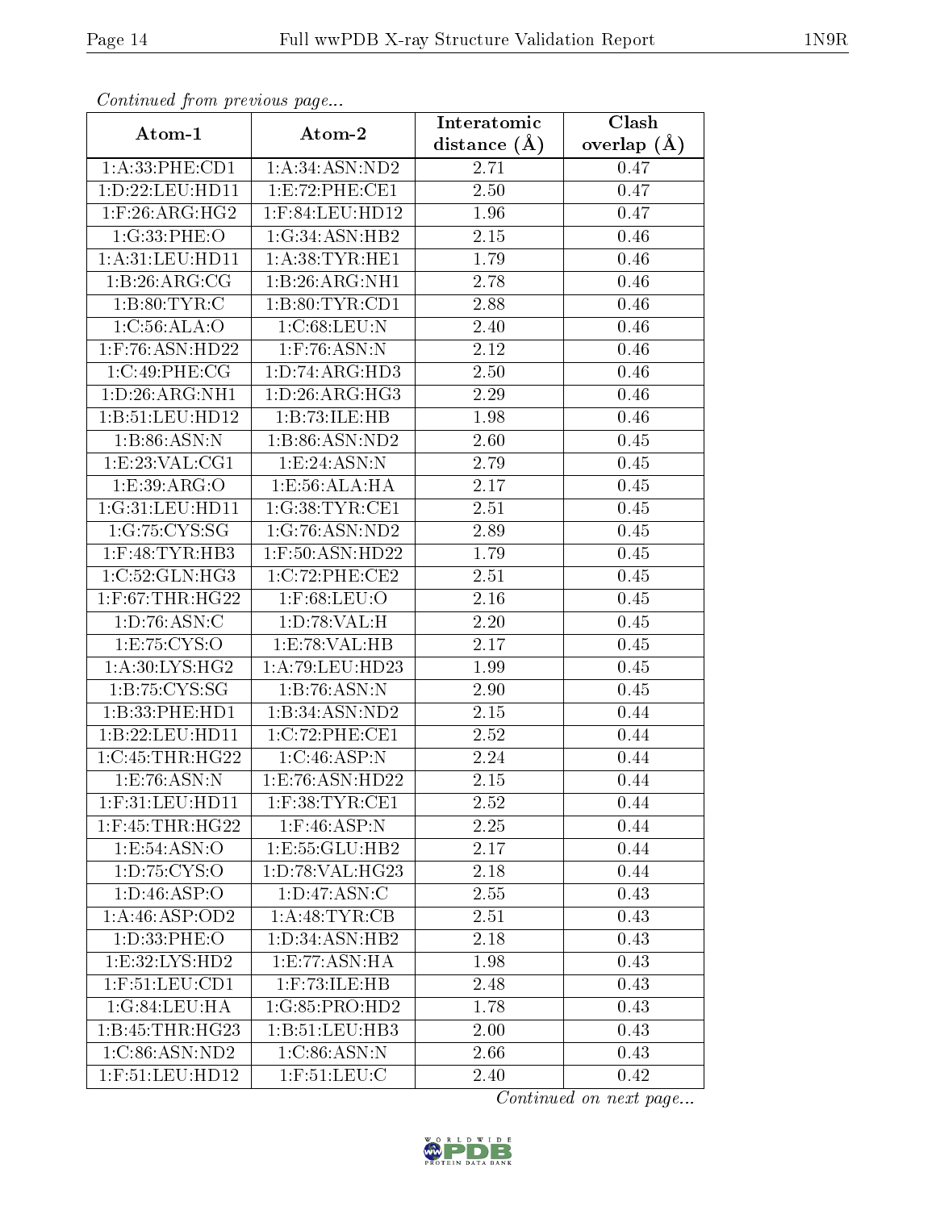*Continued from previous page...*

| Atom-1 | Atom-2 | Interatomic distance (Å) | Clash overlap (Å) |
|---|---|---|---|
| 1:A:33:PHE:CD1 | 1:A:34:ASN:ND2 | 2.71 | 0.47 |
| 1:D:22:LEU:HD11 | 1:E:72:PHE:CE1 | 2.50 | 0.47 |
| 1:F:26:ARG:HG2 | 1:F:84:LEU:HD12 | 1.96 | 0.47 |
| 1:G:33:PHE:O | 1:G:34:ASN:HB2 | 2.15 | 0.46 |
| 1:A:31:LEU:HD11 | 1:A:38:TYR:HE1 | 1.79 | 0.46 |
| 1:B:26:ARG:CG | 1:B:26:ARG:NH1 | 2.78 | 0.46 |
| 1:B:80:TYR:C | 1:B:80:TYR:CD1 | 2.88 | 0.46 |
| 1:C:56:ALA:O | 1:C:68:LEU:N | 2.40 | 0.46 |
| 1:F:76:ASN:HD22 | 1:F:76:ASN:N | 2.12 | 0.46 |
| 1:C:49:PHE:CG | 1:D:74:ARG:HD3 | 2.50 | 0.46 |
| 1:D:26:ARG:NH1 | 1:D:26:ARG:HG3 | 2.29 | 0.46 |
| 1:B:51:LEU:HD12 | 1:B:73:ILE:HB | 1.98 | 0.46 |
| 1:B:86:ASN:N | 1:B:86:ASN:ND2 | 2.60 | 0.45 |
| 1:E:23:VAL:CG1 | 1:E:24:ASN:N | 2.79 | 0.45 |
| 1:E:39:ARG:O | 1:E:56:ALA:HA | 2.17 | 0.45 |
| 1:G:31:LEU:HD11 | 1:G:38:TYR:CE1 | 2.51 | 0.45 |
| 1:G:75:CYS:SG | 1:G:76:ASN:ND2 | 2.89 | 0.45 |
| 1:F:48:TYR:HB3 | 1:F:50:ASN:HD22 | 1.79 | 0.45 |
| 1:C:52:GLN:HG3 | 1:C:72:PHE:CE2 | 2.51 | 0.45 |
| 1:F:67:THR:HG22 | 1:F:68:LEU:O | 2.16 | 0.45 |
| 1:D:76:ASN:C | 1:D:78:VAL:H | 2.20 | 0.45 |
| 1:E:75:CYS:O | 1:E:78:VAL:HB | 2.17 | 0.45 |
| 1:A:30:LYS:HG2 | 1:A:79:LEU:HD23 | 1.99 | 0.45 |
| 1:B:75:CYS:SG | 1:B:76:ASN:N | 2.90 | 0.45 |
| 1:B:33:PHE:HD1 | 1:B:34:ASN:ND2 | 2.15 | 0.44 |
| 1:B:22:LEU:HD11 | 1:C:72:PHE:CE1 | 2.52 | 0.44 |
| 1:C:45:THR:HG22 | 1:C:46:ASP:N | 2.24 | 0.44 |
| 1:E:76:ASN:N | 1:E:76:ASN:HD22 | 2.15 | 0.44 |
| 1:F:31:LEU:HD11 | 1:F:38:TYR:CE1 | 2.52 | 0.44 |
| 1:F:45:THR:HG22 | 1:F:46:ASP:N | 2.25 | 0.44 |
| 1:E:54:ASN:O | 1:E:55:GLU:HB2 | 2.17 | 0.44 |
| 1:D:75:CYS:O | 1:D:78:VAL:HG23 | 2.18 | 0.44 |
| 1:D:46:ASP:O | 1:D:47:ASN:C | 2.55 | 0.43 |
| 1:A:46:ASP:OD2 | 1:A:48:TYR:CB | 2.51 | 0.43 |
| 1:D:33:PHE:O | 1:D:34:ASN:HB2 | 2.18 | 0.43 |
| 1:E:32:LYS:HD2 | 1:E:77:ASN:HA | 1.98 | 0.43 |
| 1:F:51:LEU:CD1 | 1:F:73:ILE:HB | 2.48 | 0.43 |
| 1:G:84:LEU:HA | 1:G:85:PRO:HD2 | 1.78 | 0.43 |
| 1:B:45:THR:HG23 | 1:B:51:LEU:HB3 | 2.00 | 0.43 |
| 1:C:86:ASN:ND2 | 1:C:86:ASN:N | 2.66 | 0.43 |
| 1:F:51:LEU:HD12 | 1:F:51:LEU:C | 2.40 | 0.42 |

*Continued on next page...*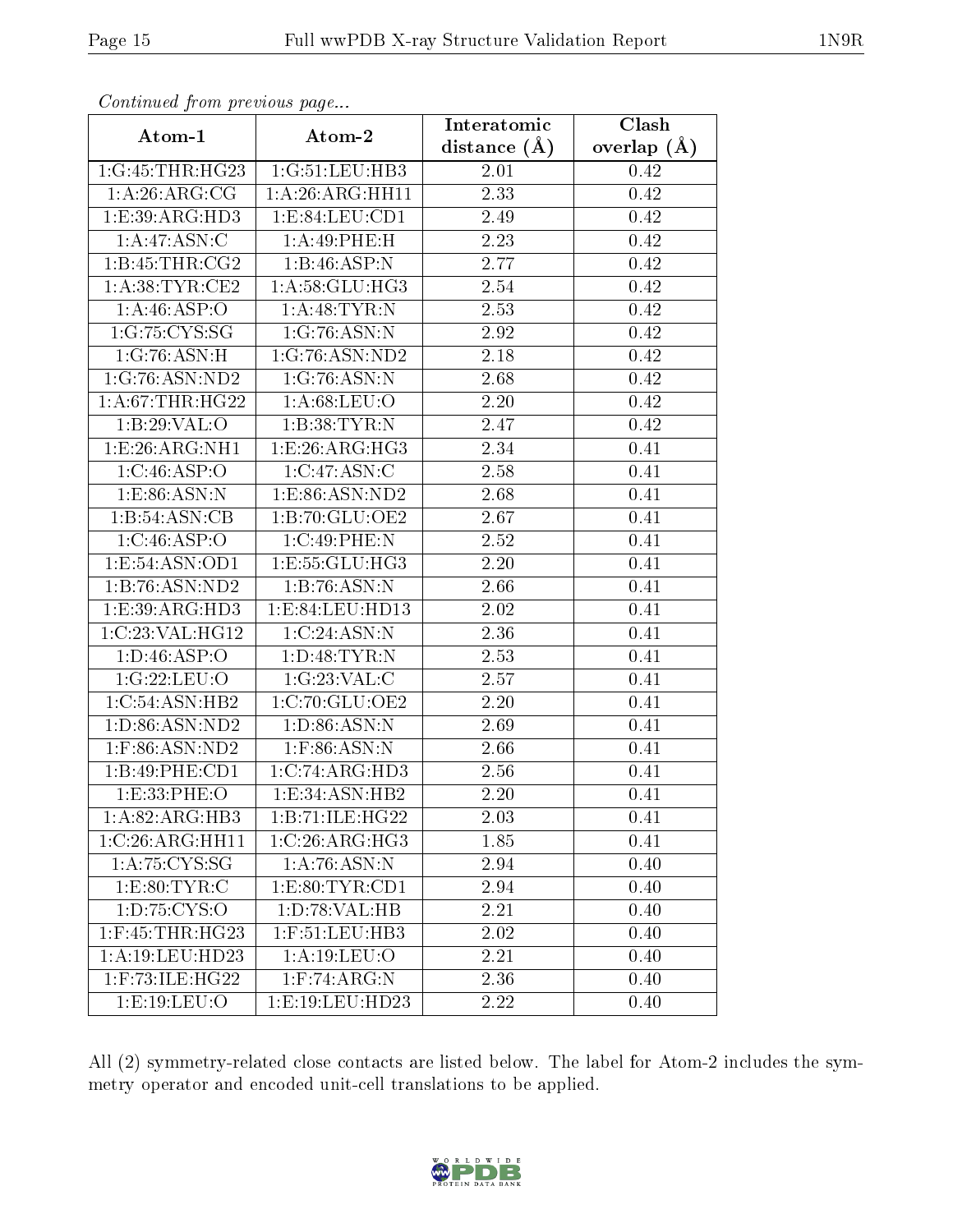*Continued from previous page...*

| Atom-1 | Atom-2 | Interatomic distance (Å) | Clash overlap (Å) |
|---|---|---|---|
| 1:G:45:THR:HG23 | 1:G:51:LEU:HB3 | 2.01 | 0.42 |
| 1:A:26:ARG:CG | 1:A:26:ARG:HH11 | 2.33 | 0.42 |
| 1:E:39:ARG:HD3 | 1:E:84:LEU:CD1 | 2.49 | 0.42 |
| 1:A:47:ASN:C | 1:A:49:PHE:H | 2.23 | 0.42 |
| 1:B:45:THR:CG2 | 1:B:46:ASP:N | 2.77 | 0.42 |
| 1:A:38:TYR:CE2 | 1:A:58:GLU:HG3 | 2.54 | 0.42 |
| 1:A:46:ASP:O | 1:A:48:TYR:N | 2.53 | 0.42 |
| 1:G:75:CYS:SG | 1:G:76:ASN:N | 2.92 | 0.42 |
| 1:G:76:ASN:H | 1:G:76:ASN:ND2 | 2.18 | 0.42 |
| 1:G:76:ASN:ND2 | 1:G:76:ASN:N | 2.68 | 0.42 |
| 1:A:67:THR:HG22 | 1:A:68:LEU:O | 2.20 | 0.42 |
| 1:B:29:VAL:O | 1:B:38:TYR:N | 2.47 | 0.42 |
| 1:E:26:ARG:NH1 | 1:E:26:ARG:HG3 | 2.34 | 0.41 |
| 1:C:46:ASP:O | 1:C:47:ASN:C | 2.58 | 0.41 |
| 1:E:86:ASN:N | 1:E:86:ASN:ND2 | 2.68 | 0.41 |
| 1:B:54:ASN:CB | 1:B:70:GLU:OE2 | 2.67 | 0.41 |
| 1:C:46:ASP:O | 1:C:49:PHE:N | 2.52 | 0.41 |
| 1:E:54:ASN:OD1 | 1:E:55:GLU:HG3 | 2.20 | 0.41 |
| 1:B:76:ASN:ND2 | 1:B:76:ASN:N | 2.66 | 0.41 |
| 1:E:39:ARG:HD3 | 1:E:84:LEU:HD13 | 2.02 | 0.41 |
| 1:C:23:VAL:HG12 | 1:C:24:ASN:N | 2.36 | 0.41 |
| 1:D:46:ASP:O | 1:D:48:TYR:N | 2.53 | 0.41 |
| 1:G:22:LEU:O | 1:G:23:VAL:C | 2.57 | 0.41 |
| 1:C:54:ASN:HB2 | 1:C:70:GLU:OE2 | 2.20 | 0.41 |
| 1:D:86:ASN:ND2 | 1:D:86:ASN:N | 2.69 | 0.41 |
| 1:F:86:ASN:ND2 | 1:F:86:ASN:N | 2.66 | 0.41 |
| 1:B:49:PHE:CD1 | 1:C:74:ARG:HD3 | 2.56 | 0.41 |
| 1:E:33:PHE:O | 1:E:34:ASN:HB2 | 2.20 | 0.41 |
| 1:A:82:ARG:HB3 | 1:B:71:ILE:HG22 | 2.03 | 0.41 |
| 1:C:26:ARG:HH11 | 1:C:26:ARG:HG3 | 1.85 | 0.41 |
| 1:A:75:CYS:SG | 1:A:76:ASN:N | 2.94 | 0.40 |
| 1:E:80:TYR:C | 1:E:80:TYR:CD1 | 2.94 | 0.40 |
| 1:D:75:CYS:O | 1:D:78:VAL:HB | 2.21 | 0.40 |
| 1:F:45:THR:HG23 | 1:F:51:LEU:HB3 | 2.02 | 0.40 |
| 1:A:19:LEU:HD23 | 1:A:19:LEU:O | 2.21 | 0.40 |
| 1:F:73:ILE:HG22 | 1:F:74:ARG:N | 2.36 | 0.40 |
| 1:E:19:LEU:O | 1:E:19:LEU:HD23 | 2.22 | 0.40 |

All (2) symmetry-related close contacts are listed below. The label for Atom-2 includes the symmetry operator and encoded unit-cell translations to be applied.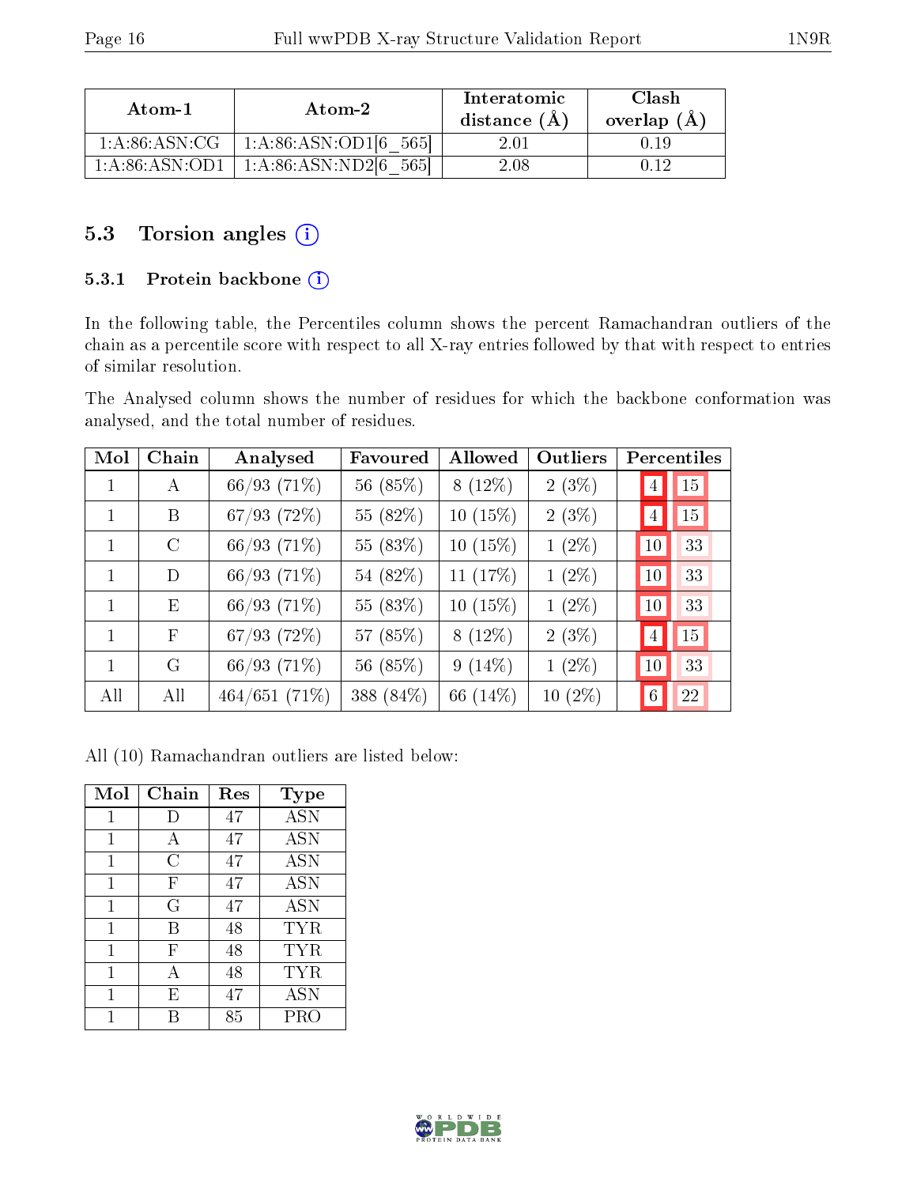| Atom-1 | Atom-2 | Interatomic distance (Å) | Clash overlap (Å) |
|---|---|---|---|
| 1:A:86:ASN:CG | 1:A:86:ASN:OD1[6_565] | 2.01 | 0.19 |
| 1:A:86:ASN:OD1 | 1:A:86:ASN:ND2[6_565] | 2.08 | 0.12 |

## 5.3 Torsion angles

### 5.3.1 Protein backbone

In the following table, the Percentiles column shows the percent Ramachandran outliers of the chain as a percentile score with respect to all X-ray entries followed by that with respect to entries of similar resolution.

The Analysed column shows the number of residues for which the backbone conformation was analysed, and the total number of residues.

| Mol | Chain | Analysed | Favoured | Allowed | Outliers | Percentiles | |
|---|---|---|---|---|---|---|---|
| 1 | A | 66/93 (71%) | 56 (85%) | 8 (12%) | 2 (3%) | 4 | 15 |
| 1 | B | 67/93 (72%) | 55 (82%) | 10 (15%) | 2 (3%) | 4 | 15 |
| 1 | C | 66/93 (71%) | 55 (83%) | 10 (15%) | 1 (2%) | 10 | 33 |
| 1 | D | 66/93 (71%) | 54 (82%) | 11 (17%) | 1 (2%) | 10 | 33 |
| 1 | E | 66/93 (71%) | 55 (83%) | 10 (15%) | 1 (2%) | 10 | 33 |
| 1 | F | 67/93 (72%) | 57 (85%) | 8 (12%) | 2 (3%) | 4 | 15 |
| 1 | G | 66/93 (71%) | 56 (85%) | 9 (14%) | 1 (2%) | 10 | 33 |
| All | All | 464/651 (71%) | 388 (84%) | 66 (14%) | 10 (2%) | 6 | 22 |

All (10) Ramachandran outliers are listed below:

| Mol | Chain | Res | Type |
|---|---|---|---|
| 1 | D | 47 | ASN |
| 1 | A | 47 | ASN |
| 1 | C | 47 | ASN |
| 1 | F | 47 | ASN |
| 1 | G | 47 | ASN |
| 1 | B | 48 | TYR |
| 1 | F | 48 | TYR |
| 1 | A | 48 | TYR |
| 1 | E | 47 | ASN |
| 1 | B | 85 | PRO |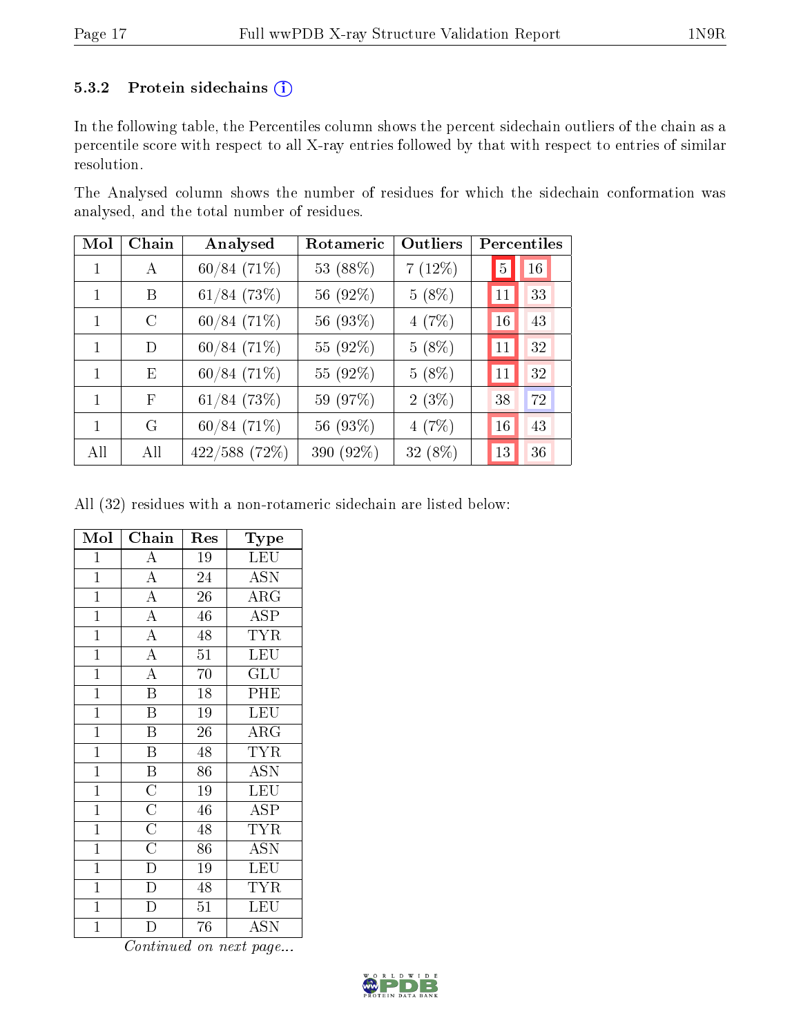### 5.3.2 Protein sidechains (i)

In the following table, the Percentiles column shows the percent sidechain outliers of the chain as a percentile score with respect to all X-ray entries followed by that with respect to entries of similar resolution.

The Analysed column shows the number of residues for which the sidechain conformation was analysed, and the total number of residues.

| Mol | Chain | Analysed | Rotameric | Outliers | Percentiles | |
|---|---|---|---|---|---|---|
| 1 | A | 60/84 (71%) | 53 (88%) | 7 (12%) | 5 | 16 |
| 1 | B | 61/84 (73%) | 56 (92%) | 5 (8%) | 11 | 33 |
| 1 | C | 60/84 (71%) | 56 (93%) | 4 (7%) | 16 | 43 |
| 1 | D | 60/84 (71%) | 55 (92%) | 5 (8%) | 11 | 32 |
| 1 | E | 60/84 (71%) | 55 (92%) | 5 (8%) | 11 | 32 |
| 1 | F | 61/84 (73%) | 59 (97%) | 2 (3%) | 38 | 72 |
| 1 | G | 60/84 (71%) | 56 (93%) | 4 (7%) | 16 | 43 |
| All | All | 422/588 (72%) | 390 (92%) | 32 (8%) | 13 | 36 |

All (32) residues with a non-rotameric sidechain are listed below:

| Mol | Chain | Res | Type |
|---|---|---|---|
| 1 | A | 19 | LEU |
| 1 | A | 24 | ASN |
| 1 | A | 26 | ARG |
| 1 | A | 46 | ASP |
| 1 | A | 48 | TYR |
| 1 | A | 51 | LEU |
| 1 | A | 70 | GLU |
| 1 | B | 18 | PHE |
| 1 | B | 19 | LEU |
| 1 | B | 26 | ARG |
| 1 | B | 48 | TYR |
| 1 | B | 86 | ASN |
| 1 | C | 19 | LEU |
| 1 | C | 46 | ASP |
| 1 | C | 48 | TYR |
| 1 | C | 86 | ASN |
| 1 | D | 19 | LEU |
| 1 | D | 48 | TYR |
| 1 | D | 51 | LEU |
| 1 | D | 76 | ASN |

*Continued on next page...*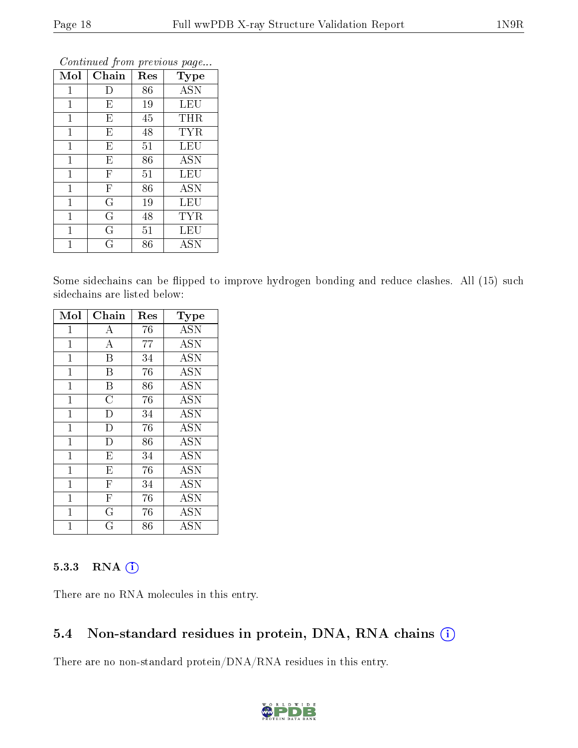*Continued from previous page...*

| Mol | Chain | Res | Type |
|---|---|---|---|
| 1 | D | 86 | ASN |
| 1 | E | 19 | LEU |
| 1 | E | 45 | THR |
| 1 | E | 48 | TYR |
| 1 | E | 51 | LEU |
| 1 | E | 86 | ASN |
| 1 | F | 51 | LEU |
| 1 | F | 86 | ASN |
| 1 | G | 19 | LEU |
| 1 | G | 48 | TYR |
| 1 | G | 51 | LEU |
| 1 | G | 86 | ASN |

Some sidechains can be flipped to improve hydrogen bonding and reduce clashes. All (15) such sidechains are listed below:

| Mol | Chain | Res | Type |
|---|---|---|---|
| 1 | A | 76 | ASN |
| 1 | A | 77 | ASN |
| 1 | B | 34 | ASN |
| 1 | B | 76 | ASN |
| 1 | B | 86 | ASN |
| 1 | C | 76 | ASN |
| 1 | D | 34 | ASN |
| 1 | D | 76 | ASN |
| 1 | D | 86 | ASN |
| 1 | E | 34 | ASN |
| 1 | E | 76 | ASN |
| 1 | F | 34 | ASN |
| 1 | F | 76 | ASN |
| 1 | G | 76 | ASN |
| 1 | G | 86 | ASN |

### 5.3.3 RNA

There are no RNA molecules in this entry.

## 5.4 Non-standard residues in protein, DNA, RNA chains

There are no non-standard protein/DNA/RNA residues in this entry.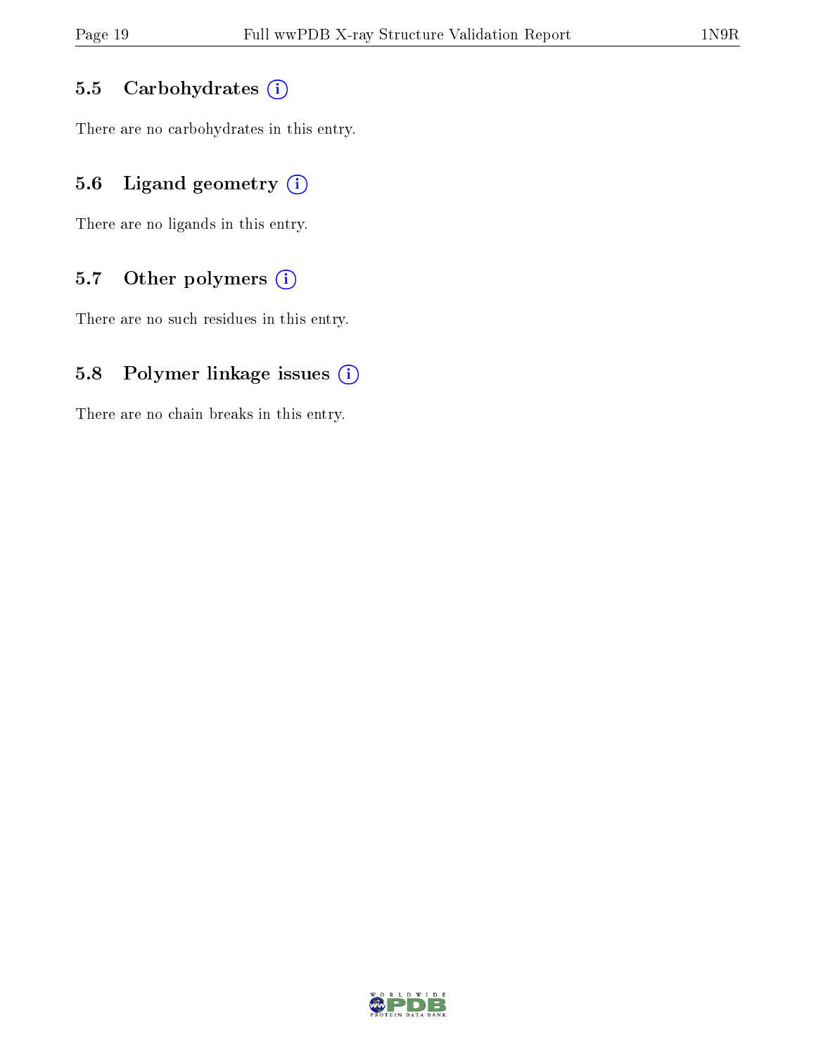### 5.5 Carbohydrates

There are no carbohydrates in this entry.

### 5.6 Ligand geometry

There are no ligands in this entry.

### 5.7 Other polymers

There are no such residues in this entry.

### 5.8 Polymer linkage issues

There are no chain breaks in this entry.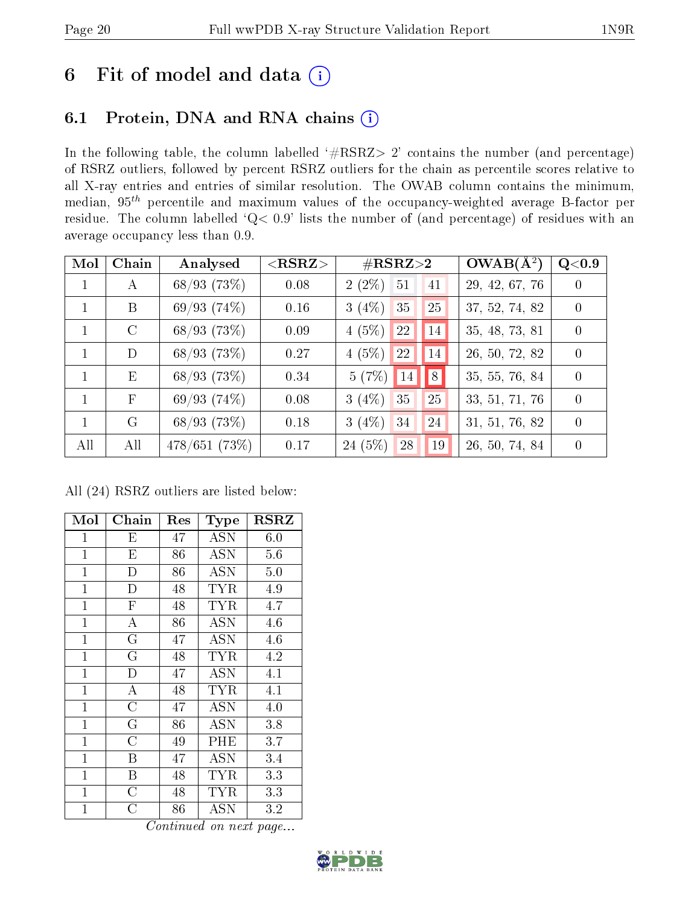# 6 Fit of model and data

## 6.1 Protein, DNA and RNA chains

In the following table, the column labelled '#RSRZ> 2' contains the number (and percentage) of RSRZ outliers, followed by percent RSRZ outliers for the chain as percentile scores relative to all X-ray entries and entries of similar resolution. The OWAB column contains the minimum, median, $95^{th}$ percentile and maximum values of the occupancy-weighted average B-factor per residue. The column labelled 'Q< 0.9' lists the number of (and percentage) of residues with an average occupancy less than 0.9.

| Mol | Chain | Analysed | <RSRZ> | #RSRZ>2 | | | OWAB(Å$^2$) | Q<0.9 |
|---|---|---|---|---|---|---|---|---|
| 1 | A | 68/93 (73%) | 0.08 | 2 (2%) | 51 | 41 | 29, 42, 67, 76 | 0 |
| 1 | B | 69/93 (74%) | 0.16 | 3 (4%) | 35 | 25 | 37, 52, 74, 82 | 0 |
| 1 | C | 68/93 (73%) | 0.09 | 4 (5%) | 22 | 14 | 35, 48, 73, 81 | 0 |
| 1 | D | 68/93 (73%) | 0.27 | 4 (5%) | 22 | 14 | 26, 50, 72, 82 | 0 |
| 1 | E | 68/93 (73%) | 0.34 | 5 (7%) | 14 | 8 | 35, 55, 76, 84 | 0 |
| 1 | F | 69/93 (74%) | 0.08 | 3 (4%) | 35 | 25 | 33, 51, 71, 76 | 0 |
| 1 | G | 68/93 (73%) | 0.18 | 3 (4%) | 34 | 24 | 31, 51, 76, 82 | 0 |
| All | All | 478/651 (73%) | 0.17 | 24 (5%) | 28 | 19 | 26, 50, 74, 84 | 0 |

All (24) RSRZ outliers are listed below:

| Mol | Chain | Res | Type | RSRZ |
|---|---|---|---|---|
| 1 | E | 47 | ASN | 6.0 |
| 1 | E | 86 | ASN | 5.6 |
| 1 | D | 86 | ASN | 5.0 |
| 1 | D | 48 | TYR | 4.9 |
| 1 | F | 48 | TYR | 4.7 |
| 1 | A | 86 | ASN | 4.6 |
| 1 | G | 47 | ASN | 4.6 |
| 1 | G | 48 | TYR | 4.2 |
| 1 | D | 47 | ASN | 4.1 |
| 1 | A | 48 | TYR | 4.1 |
| 1 | C | 47 | ASN | 4.0 |
| 1 | G | 86 | ASN | 3.8 |
| 1 | C | 49 | PHE | 3.7 |
| 1 | B | 47 | ASN | 3.4 |
| 1 | B | 48 | TYR | 3.3 |
| 1 | C | 48 | TYR | 3.3 |
| 1 | C | 86 | ASN | 3.2 |

*Continued on next page...*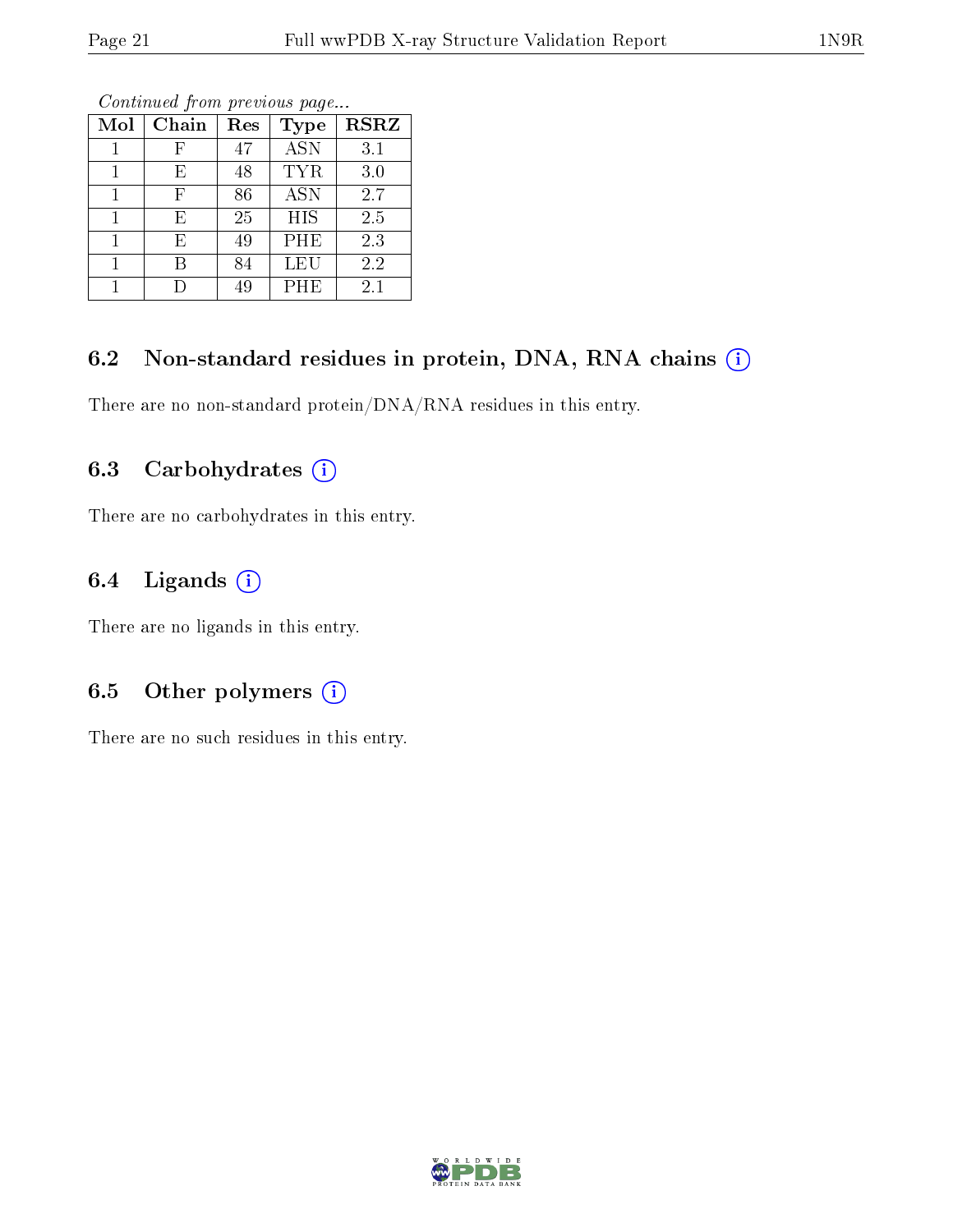*Continued from previous page...*

| Mol | Chain | Res | Type | RSRZ |
|---|---|---|---|---|
| 1 | F | 47 | ASN | 3.1 |
| 1 | E | 48 | TYR | 3.0 |
| 1 | F | 86 | ASN | 2.7 |
| 1 | E | 25 | HIS | 2.5 |
| 1 | E | 49 | PHE | 2.3 |
| 1 | B | 84 | LEU | 2.2 |
| 1 | D | 49 | PHE | 2.1 |

### 6.2 Non-standard residues in protein, DNA, RNA chains (i)

There are no non-standard protein/DNA/RNA residues in this entry.

### 6.3 Carbohydrates (i)

There are no carbohydrates in this entry.

### 6.4 Ligands (i)

There are no ligands in this entry.

### 6.5 Other polymers (i)

There are no such residues in this entry.